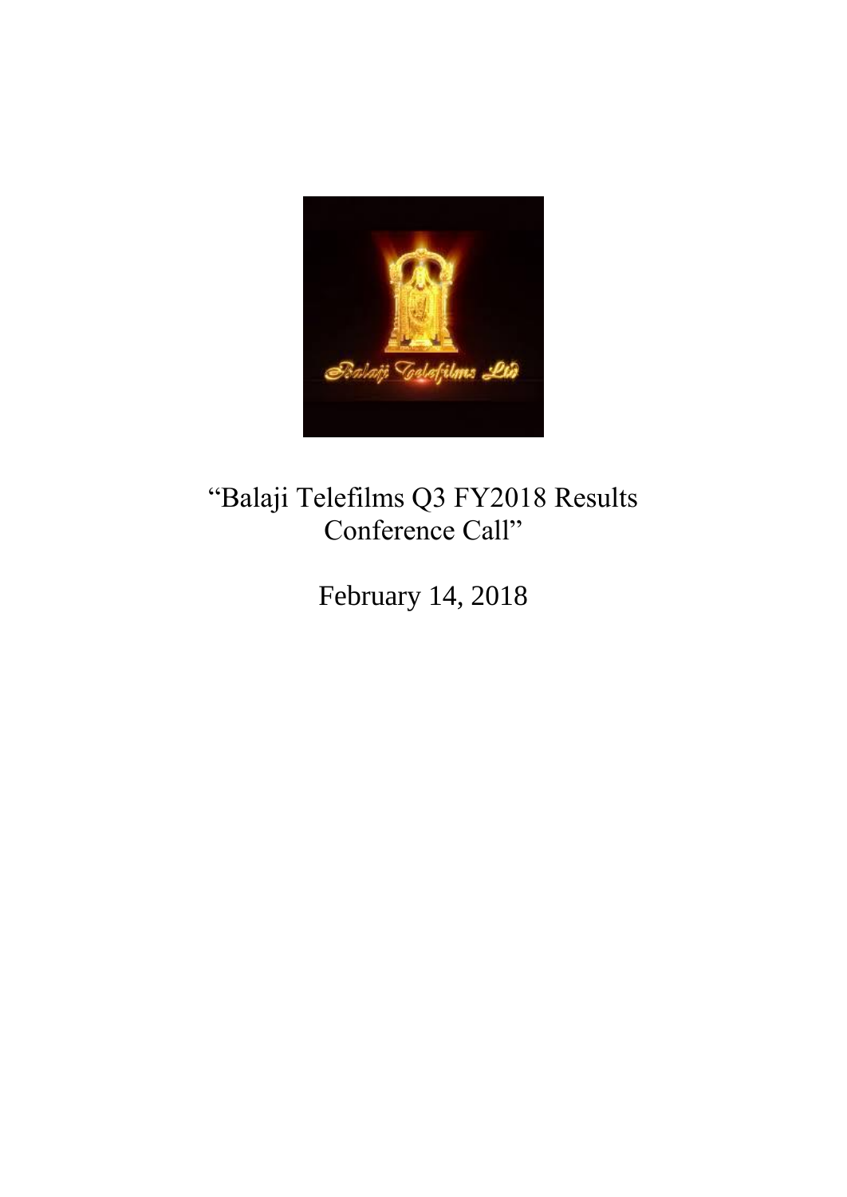"Balaji Telefilms Q3 FY2018 Results Conference Call"

February 14, 2018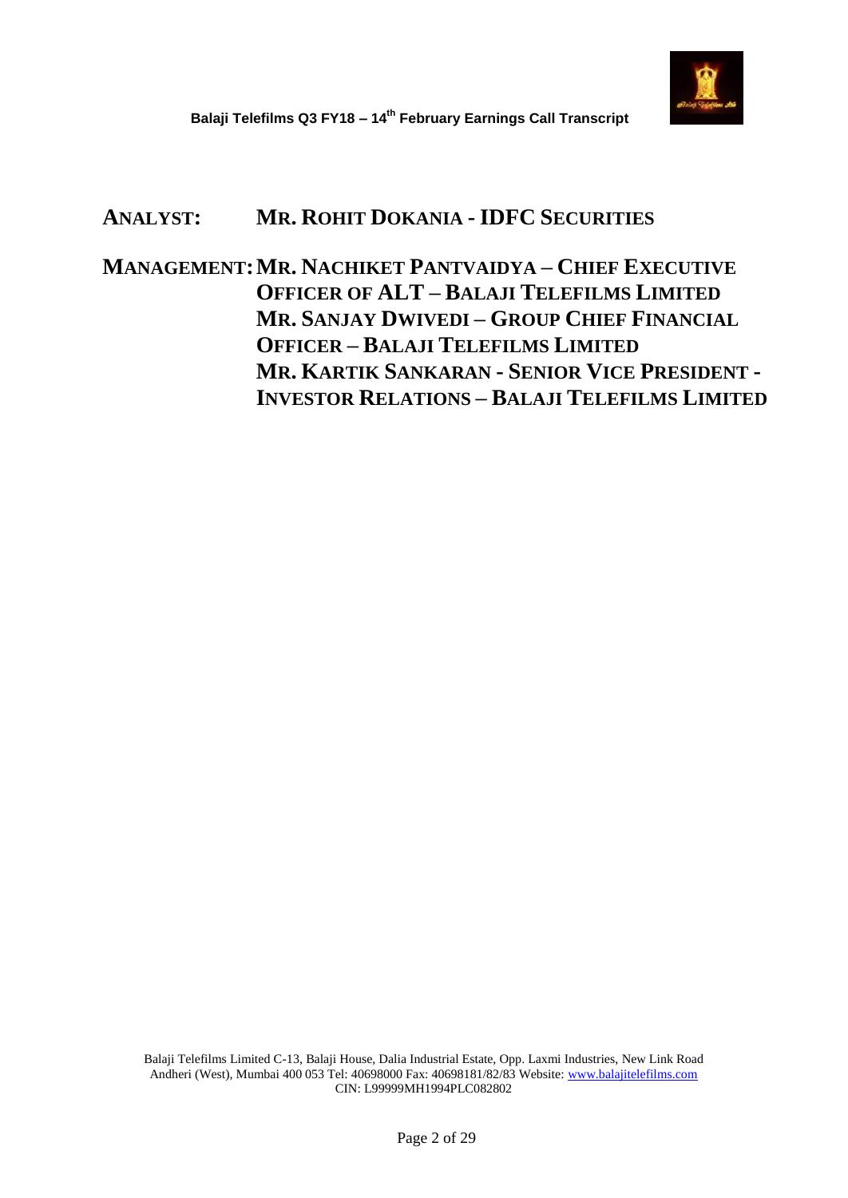**ANALYST: MR. ROHIT DOKANIA - IDFC SECURITIES**

**MANAGEMENT: MR. NACHIKET PANTVAIDYA – CHIEF EXECUTIVE OFFICER OF ALT – BALAJI TELEFILMS LIMITED**
**MR. SANJAY DWIVEDI – GROUP CHIEF FINANCIAL OFFICER – BALAJI TELEFILMS LIMITED**
**MR. KARTIK SANKARAN - SENIOR VICE PRESIDENT - INVESTOR RELATIONS – BALAJI TELEFILMS LIMITED**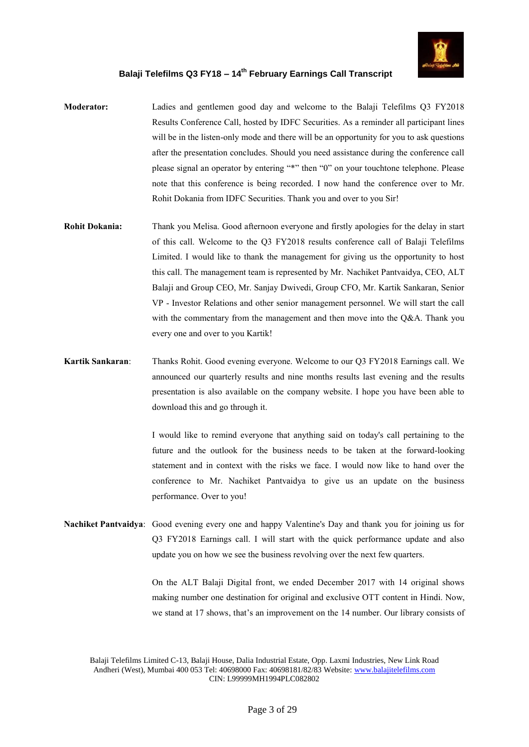**Moderator:** Ladies and gentlemen good day and welcome to the Balaji Telefilms Q3 FY2018 Results Conference Call, hosted by IDFC Securities. As a reminder all participant lines will be in the listen-only mode and there will be an opportunity for you to ask questions after the presentation concludes. Should you need assistance during the conference call please signal an operator by entering "*" then "0" on your touchtone telephone. Please note that this conference is being recorded. I now hand the conference over to Mr. Rohit Dokania from IDFC Securities. Thank you and over to you Sir!

**Rohit Dokania:** Thank you Melisa. Good afternoon everyone and firstly apologies for the delay in start of this call. Welcome to the Q3 FY2018 results conference call of Balaji Telefilms Limited. I would like to thank the management for giving us the opportunity to host this call. The management team is represented by Mr. Nachiket Pantvaidya, CEO, ALT Balaji and Group CEO, Mr. Sanjay Dwivedi, Group CFO, Mr. Kartik Sankaran, Senior VP - Investor Relations and other senior management personnel. We will start the call with the commentary from the management and then move into the Q&A. Thank you every one and over to you Kartik!

**Kartik Sankaran**: Thanks Rohit. Good evening everyone. Welcome to our Q3 FY2018 Earnings call. We announced our quarterly results and nine months results last evening and the results presentation is also available on the company website. I hope you have been able to download this and go through it.

I would like to remind everyone that anything said on today's call pertaining to the future and the outlook for the business needs to be taken at the forward-looking statement and in context with the risks we face. I would now like to hand over the conference to Mr. Nachiket Pantvaidya to give us an update on the business performance. Over to you!

**Nachiket Pantvaidya**: Good evening every one and happy Valentine's Day and thank you for joining us for Q3 FY2018 Earnings call. I will start with the quick performance update and also update you on how we see the business revolving over the next few quarters.

On the ALT Balaji Digital front, we ended December 2017 with 14 original shows making number one destination for original and exclusive OTT content in Hindi. Now, we stand at 17 shows, that's an improvement on the 14 number. Our library consists of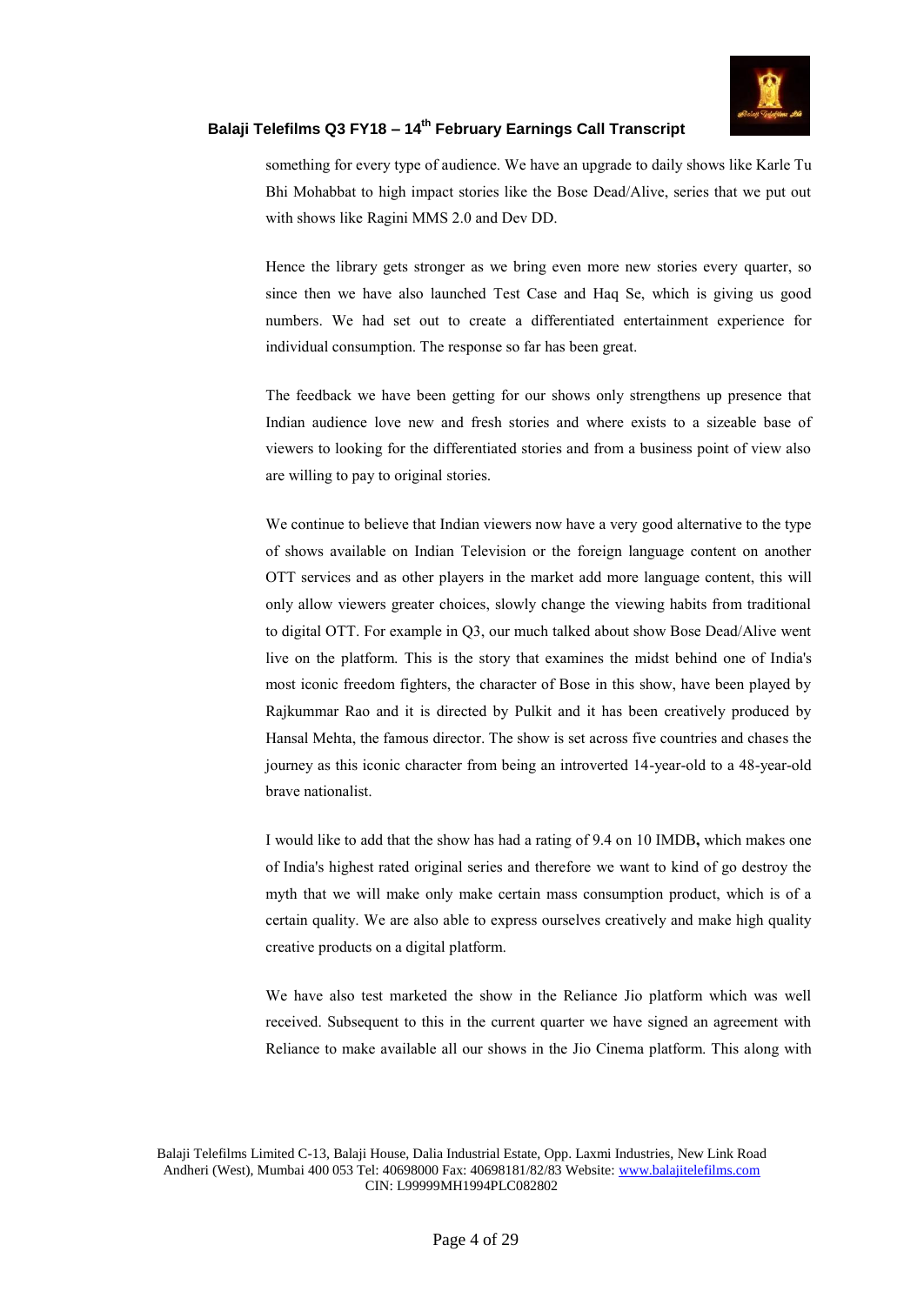something for every type of audience. We have an upgrade to daily shows like Karle Tu Bhi Mohabbat to high impact stories like the Bose Dead/Alive, series that we put out with shows like Ragini MMS 2.0 and Dev DD.

Hence the library gets stronger as we bring even more new stories every quarter, so since then we have also launched Test Case and Haq Se, which is giving us good numbers. We had set out to create a differentiated entertainment experience for individual consumption. The response so far has been great.

The feedback we have been getting for our shows only strengthens up presence that Indian audience love new and fresh stories and where exists to a sizeable base of viewers to looking for the differentiated stories and from a business point of view also are willing to pay to original stories.

We continue to believe that Indian viewers now have a very good alternative to the type of shows available on Indian Television or the foreign language content on another OTT services and as other players in the market add more language content, this will only allow viewers greater choices, slowly change the viewing habits from traditional to digital OTT. For example in Q3, our much talked about show Bose Dead/Alive went live on the platform. This is the story that examines the midst behind one of India's most iconic freedom fighters, the character of Bose in this show, have been played by Rajkummar Rao and it is directed by Pulkit and it has been creatively produced by Hansal Mehta, the famous director. The show is set across five countries and chases the journey as this iconic character from being an introverted 14-year-old to a 48-year-old brave nationalist.

I would like to add that the show has had a rating of 9.4 on 10 IMDB**,** which makes one of India's highest rated original series and therefore we want to kind of go destroy the myth that we will make only make certain mass consumption product, which is of a certain quality. We are also able to express ourselves creatively and make high quality creative products on a digital platform.

We have also test marketed the show in the Reliance Jio platform which was well received. Subsequent to this in the current quarter we have signed an agreement with Reliance to make available all our shows in the Jio Cinema platform. This along with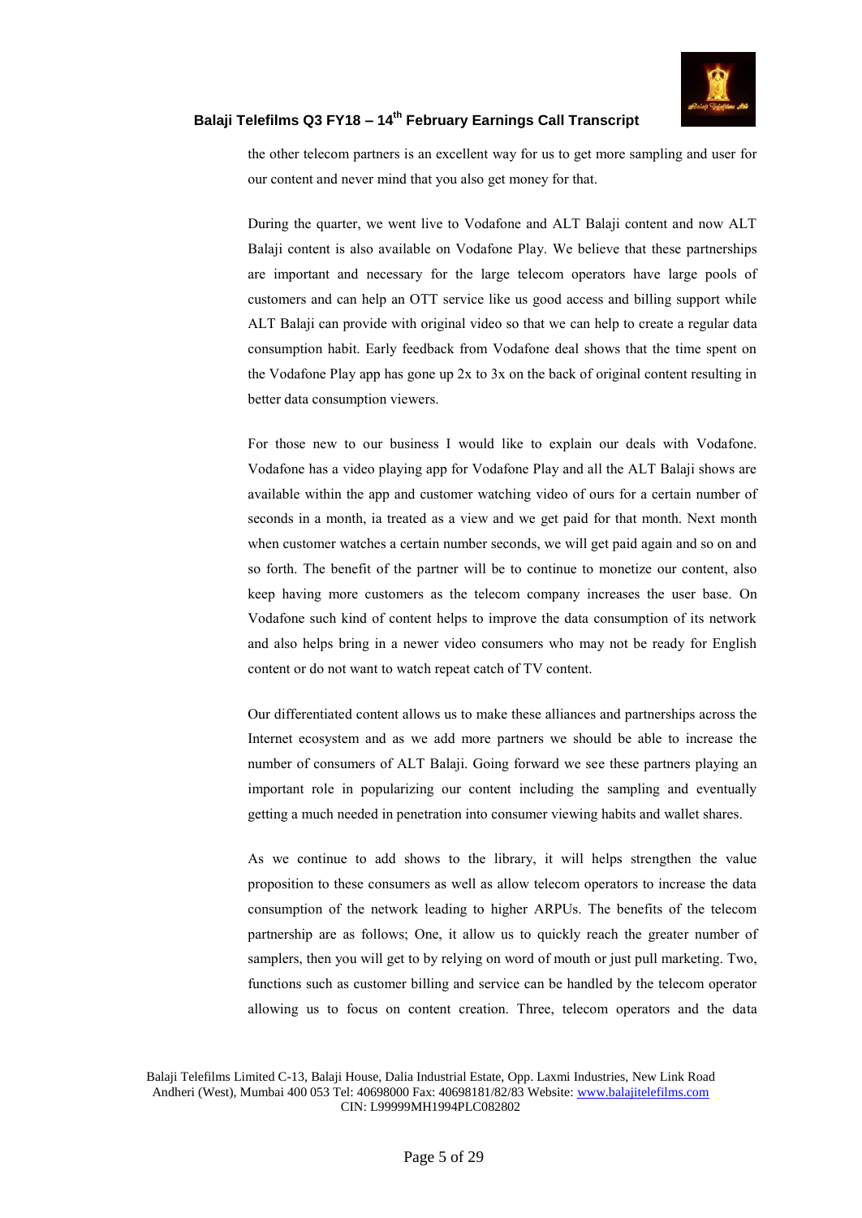the other telecom partners is an excellent way for us to get more sampling and user for our content and never mind that you also get money for that.

During the quarter, we went live to Vodafone and ALT Balaji content and now ALT Balaji content is also available on Vodafone Play. We believe that these partnerships are important and necessary for the large telecom operators have large pools of customers and can help an OTT service like us good access and billing support while ALT Balaji can provide with original video so that we can help to create a regular data consumption habit. Early feedback from Vodafone deal shows that the time spent on the Vodafone Play app has gone up 2x to 3x on the back of original content resulting in better data consumption viewers.

For those new to our business I would like to explain our deals with Vodafone. Vodafone has a video playing app for Vodafone Play and all the ALT Balaji shows are available within the app and customer watching video of ours for a certain number of seconds in a month, ia treated as a view and we get paid for that month. Next month when customer watches a certain number seconds, we will get paid again and so on and so forth. The benefit of the partner will be to continue to monetize our content, also keep having more customers as the telecom company increases the user base. On Vodafone such kind of content helps to improve the data consumption of its network and also helps bring in a newer video consumers who may not be ready for English content or do not want to watch repeat catch of TV content.

Our differentiated content allows us to make these alliances and partnerships across the Internet ecosystem and as we add more partners we should be able to increase the number of consumers of ALT Balaji. Going forward we see these partners playing an important role in popularizing our content including the sampling and eventually getting a much needed in penetration into consumer viewing habits and wallet shares.

As we continue to add shows to the library, it will helps strengthen the value proposition to these consumers as well as allow telecom operators to increase the data consumption of the network leading to higher ARPUs. The benefits of the telecom partnership are as follows; One, it allow us to quickly reach the greater number of samplers, then you will get to by relying on word of mouth or just pull marketing. Two, functions such as customer billing and service can be handled by the telecom operator allowing us to focus on content creation. Three, telecom operators and the data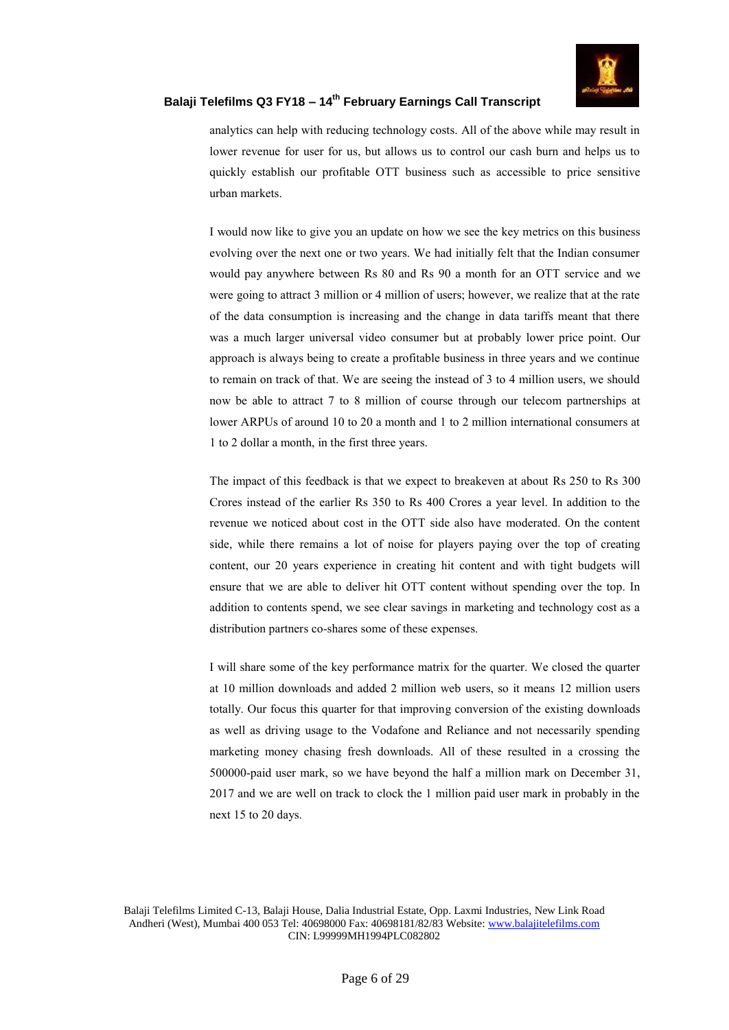analytics can help with reducing technology costs. All of the above while may result in lower revenue for user for us, but allows us to control our cash burn and helps us to quickly establish our profitable OTT business such as accessible to price sensitive urban markets.

I would now like to give you an update on how we see the key metrics on this business evolving over the next one or two years. We had initially felt that the Indian consumer would pay anywhere between Rs 80 and Rs 90 a month for an OTT service and we were going to attract 3 million or 4 million of users; however, we realize that at the rate of the data consumption is increasing and the change in data tariffs meant that there was a much larger universal video consumer but at probably lower price point. Our approach is always being to create a profitable business in three years and we continue to remain on track of that. We are seeing the instead of 3 to 4 million users, we should now be able to attract 7 to 8 million of course through our telecom partnerships at lower ARPUs of around 10 to 20 a month and 1 to 2 million international consumers at 1 to 2 dollar a month, in the first three years.

The impact of this feedback is that we expect to breakeven at about Rs 250 to Rs 300 Crores instead of the earlier Rs 350 to Rs 400 Crores a year level. In addition to the revenue we noticed about cost in the OTT side also have moderated. On the content side, while there remains a lot of noise for players paying over the top of creating content, our 20 years experience in creating hit content and with tight budgets will ensure that we are able to deliver hit OTT content without spending over the top. In addition to contents spend, we see clear savings in marketing and technology cost as a distribution partners co-shares some of these expenses.

I will share some of the key performance matrix for the quarter. We closed the quarter at 10 million downloads and added 2 million web users, so it means 12 million users totally. Our focus this quarter for that improving conversion of the existing downloads as well as driving usage to the Vodafone and Reliance and not necessarily spending marketing money chasing fresh downloads. All of these resulted in a crossing the 500000-paid user mark, so we have beyond the half a million mark on December 31, 2017 and we are well on track to clock the 1 million paid user mark in probably in the next 15 to 20 days.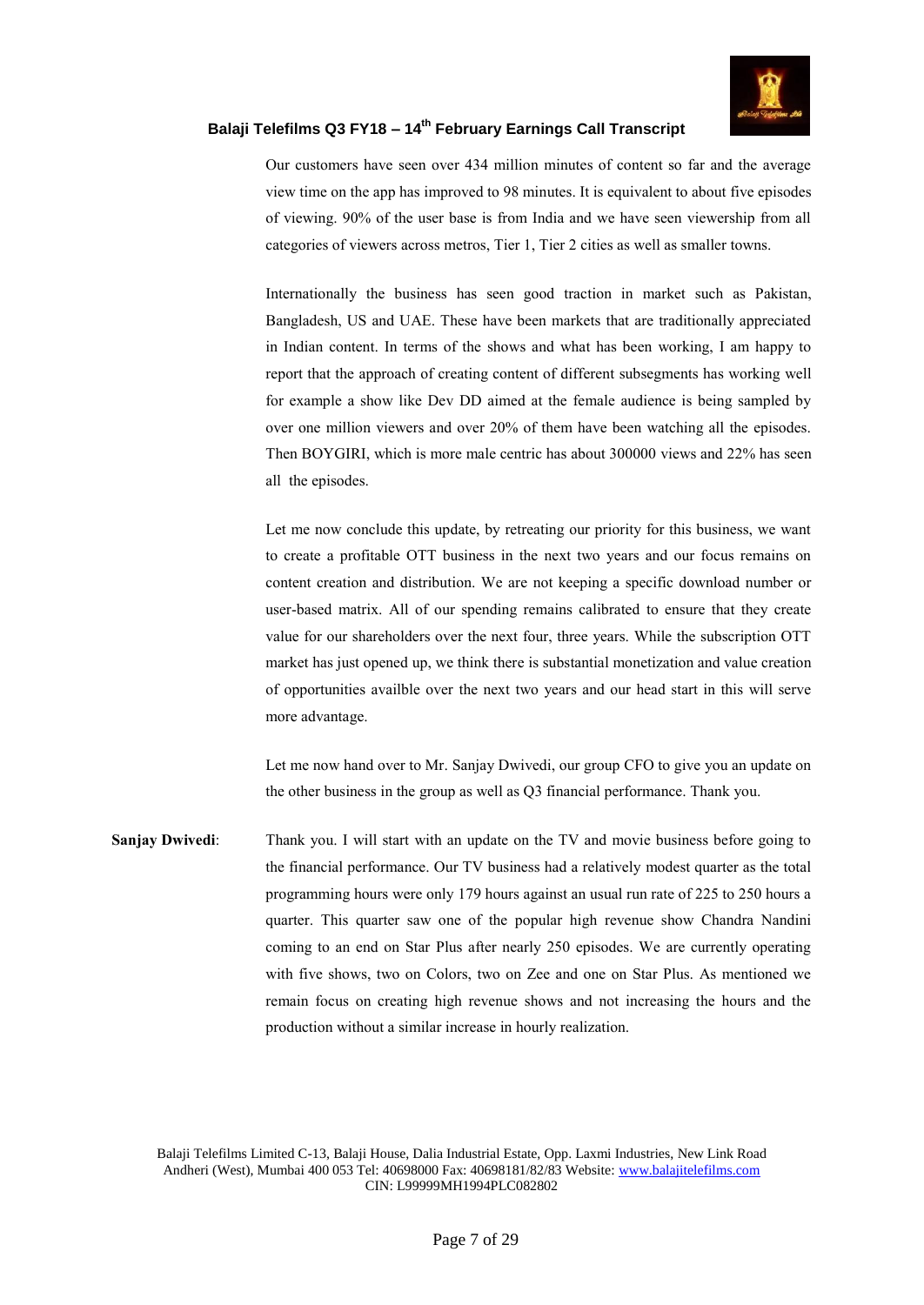Our customers have seen over 434 million minutes of content so far and the average view time on the app has improved to 98 minutes. It is equivalent to about five episodes of viewing. 90% of the user base is from India and we have seen viewership from all categories of viewers across metros, Tier 1, Tier 2 cities as well as smaller towns.

Internationally the business has seen good traction in market such as Pakistan, Bangladesh, US and UAE. These have been markets that are traditionally appreciated in Indian content. In terms of the shows and what has been working, I am happy to report that the approach of creating content of different subsegments has working well for example a show like Dev DD aimed at the female audience is being sampled by over one million viewers and over 20% of them have been watching all the episodes. Then BOYGIRI, which is more male centric has about 300000 views and 22% has seen all the episodes.

Let me now conclude this update, by retreating our priority for this business, we want to create a profitable OTT business in the next two years and our focus remains on content creation and distribution. We are not keeping a specific download number or user-based matrix. All of our spending remains calibrated to ensure that they create value for our shareholders over the next four, three years. While the subscription OTT market has just opened up, we think there is substantial monetization and value creation of opportunities availble over the next two years and our head start in this will serve more advantage.

Let me now hand over to Mr. Sanjay Dwivedi, our group CFO to give you an update on the other business in the group as well as Q3 financial performance. Thank you.

**Sanjay Dwivedi**: Thank you. I will start with an update on the TV and movie business before going to the financial performance. Our TV business had a relatively modest quarter as the total programming hours were only 179 hours against an usual run rate of 225 to 250 hours a quarter. This quarter saw one of the popular high revenue show Chandra Nandini coming to an end on Star Plus after nearly 250 episodes. We are currently operating with five shows, two on Colors, two on Zee and one on Star Plus. As mentioned we remain focus on creating high revenue shows and not increasing the hours and the production without a similar increase in hourly realization.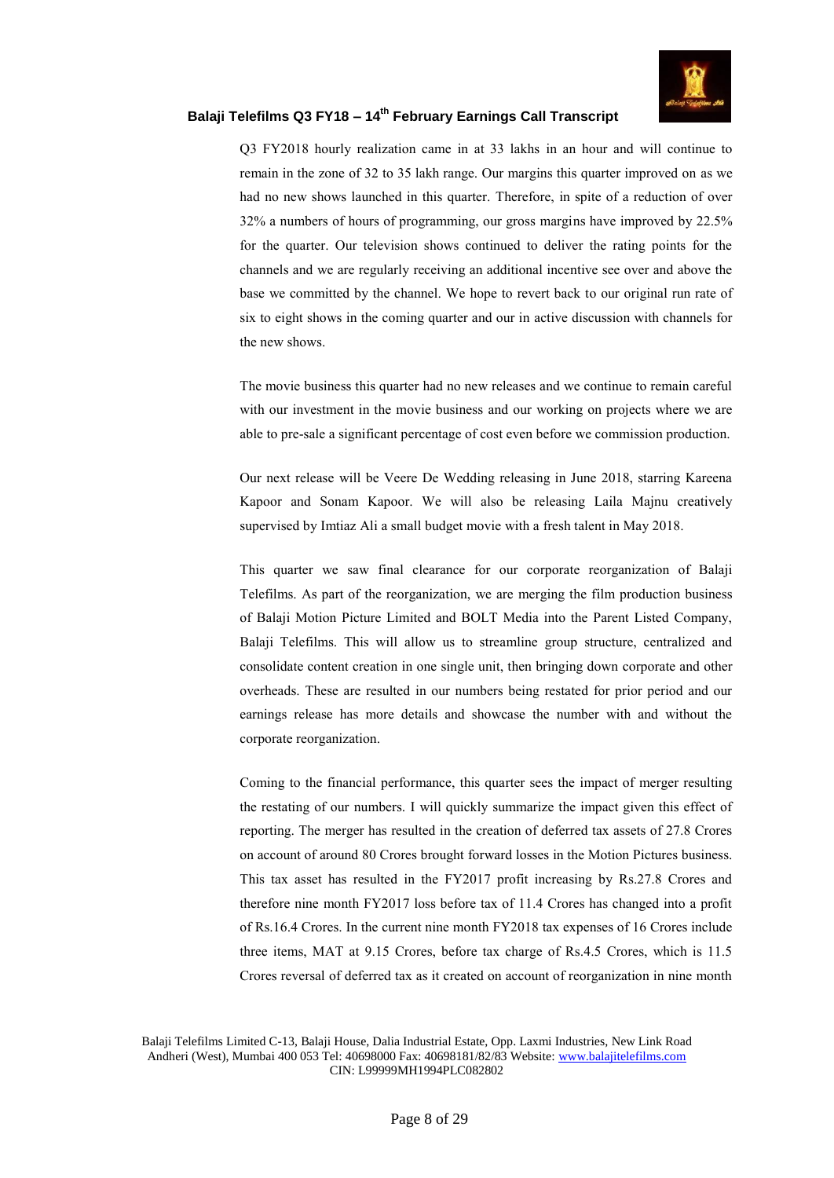Q3 FY2018 hourly realization came in at 33 lakhs in an hour and will continue to remain in the zone of 32 to 35 lakh range. Our margins this quarter improved on as we had no new shows launched in this quarter. Therefore, in spite of a reduction of over 32% a numbers of hours of programming, our gross margins have improved by 22.5% for the quarter. Our television shows continued to deliver the rating points for the channels and we are regularly receiving an additional incentive see over and above the base we committed by the channel. We hope to revert back to our original run rate of six to eight shows in the coming quarter and our in active discussion with channels for the new shows.

The movie business this quarter had no new releases and we continue to remain careful with our investment in the movie business and our working on projects where we are able to pre-sale a significant percentage of cost even before we commission production.

Our next release will be Veere De Wedding releasing in June 2018, starring Kareena Kapoor and Sonam Kapoor. We will also be releasing Laila Majnu creatively supervised by Imtiaz Ali a small budget movie with a fresh talent in May 2018.

This quarter we saw final clearance for our corporate reorganization of Balaji Telefilms. As part of the reorganization, we are merging the film production business of Balaji Motion Picture Limited and BOLT Media into the Parent Listed Company, Balaji Telefilms. This will allow us to streamline group structure, centralized and consolidate content creation in one single unit, then bringing down corporate and other overheads. These are resulted in our numbers being restated for prior period and our earnings release has more details and showcase the number with and without the corporate reorganization.

Coming to the financial performance, this quarter sees the impact of merger resulting the restating of our numbers. I will quickly summarize the impact given this effect of reporting. The merger has resulted in the creation of deferred tax assets of 27.8 Crores on account of around 80 Crores brought forward losses in the Motion Pictures business. This tax asset has resulted in the FY2017 profit increasing by Rs.27.8 Crores and therefore nine month FY2017 loss before tax of 11.4 Crores has changed into a profit of Rs.16.4 Crores. In the current nine month FY2018 tax expenses of 16 Crores include three items, MAT at 9.15 Crores, before tax charge of Rs.4.5 Crores, which is 11.5 Crores reversal of deferred tax as it created on account of reorganization in nine month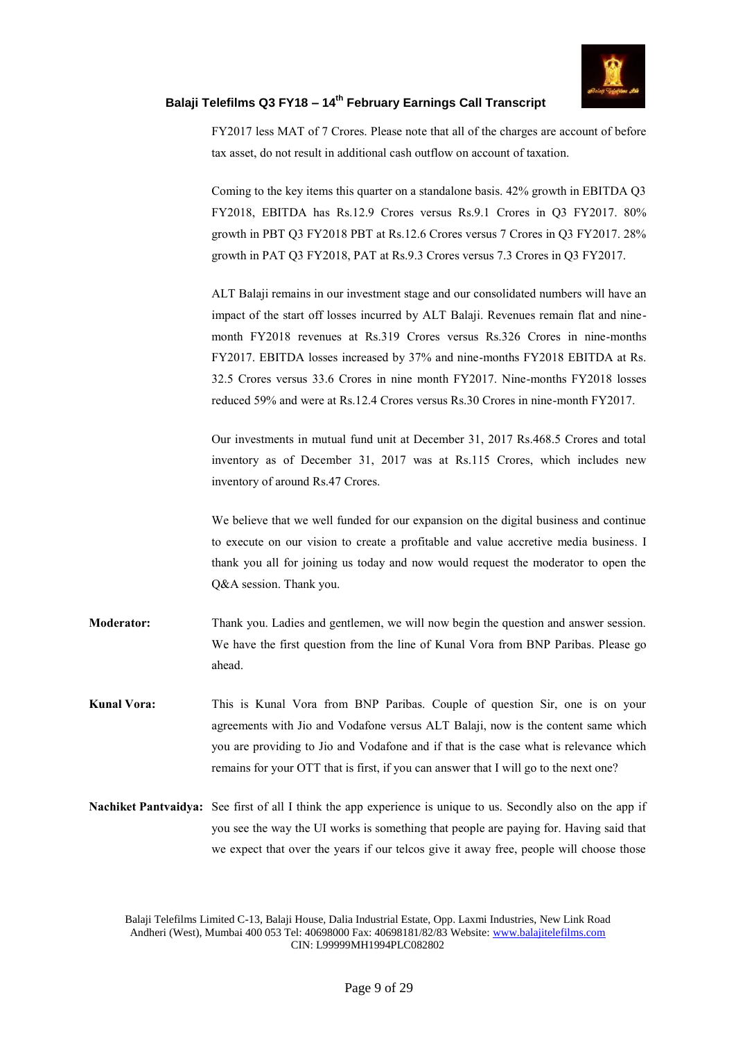FY2017 less MAT of 7 Crores. Please note that all of the charges are account of before tax asset, do not result in additional cash outflow on account of taxation.

Coming to the key items this quarter on a standalone basis. 42% growth in EBITDA Q3 FY2018, EBITDA has Rs.12.9 Crores versus Rs.9.1 Crores in Q3 FY2017. 80% growth in PBT Q3 FY2018 PBT at Rs.12.6 Crores versus 7 Crores in Q3 FY2017. 28% growth in PAT Q3 FY2018, PAT at Rs.9.3 Crores versus 7.3 Crores in Q3 FY2017.

ALT Balaji remains in our investment stage and our consolidated numbers will have an impact of the start off losses incurred by ALT Balaji. Revenues remain flat and nine-month FY2018 revenues at Rs.319 Crores versus Rs.326 Crores in nine-months FY2017. EBITDA losses increased by 37% and nine-months FY2018 EBITDA at Rs. 32.5 Crores versus 33.6 Crores in nine month FY2017. Nine-months FY2018 losses reduced 59% and were at Rs.12.4 Crores versus Rs.30 Crores in nine-month FY2017.

Our investments in mutual fund unit at December 31, 2017 Rs.468.5 Crores and total inventory as of December 31, 2017 was at Rs.115 Crores, which includes new inventory of around Rs.47 Crores.

We believe that we well funded for our expansion on the digital business and continue to execute on our vision to create a profitable and value accretive media business. I thank you all for joining us today and now would request the moderator to open the Q&A session. Thank you.

**Moderator:** Thank you. Ladies and gentlemen, we will now begin the question and answer session. We have the first question from the line of Kunal Vora from BNP Paribas. Please go ahead.

**Kunal Vora:** This is Kunal Vora from BNP Paribas. Couple of question Sir, one is on your agreements with Jio and Vodafone versus ALT Balaji, now is the content same which you are providing to Jio and Vodafone and if that is the case what is relevance which remains for your OTT that is first, if you can answer that I will go to the next one?

**Nachiket Pantvaidya:** See first of all I think the app experience is unique to us. Secondly also on the app if you see the way the UI works is something that people are paying for. Having said that we expect that over the years if our telcos give it away free, people will choose those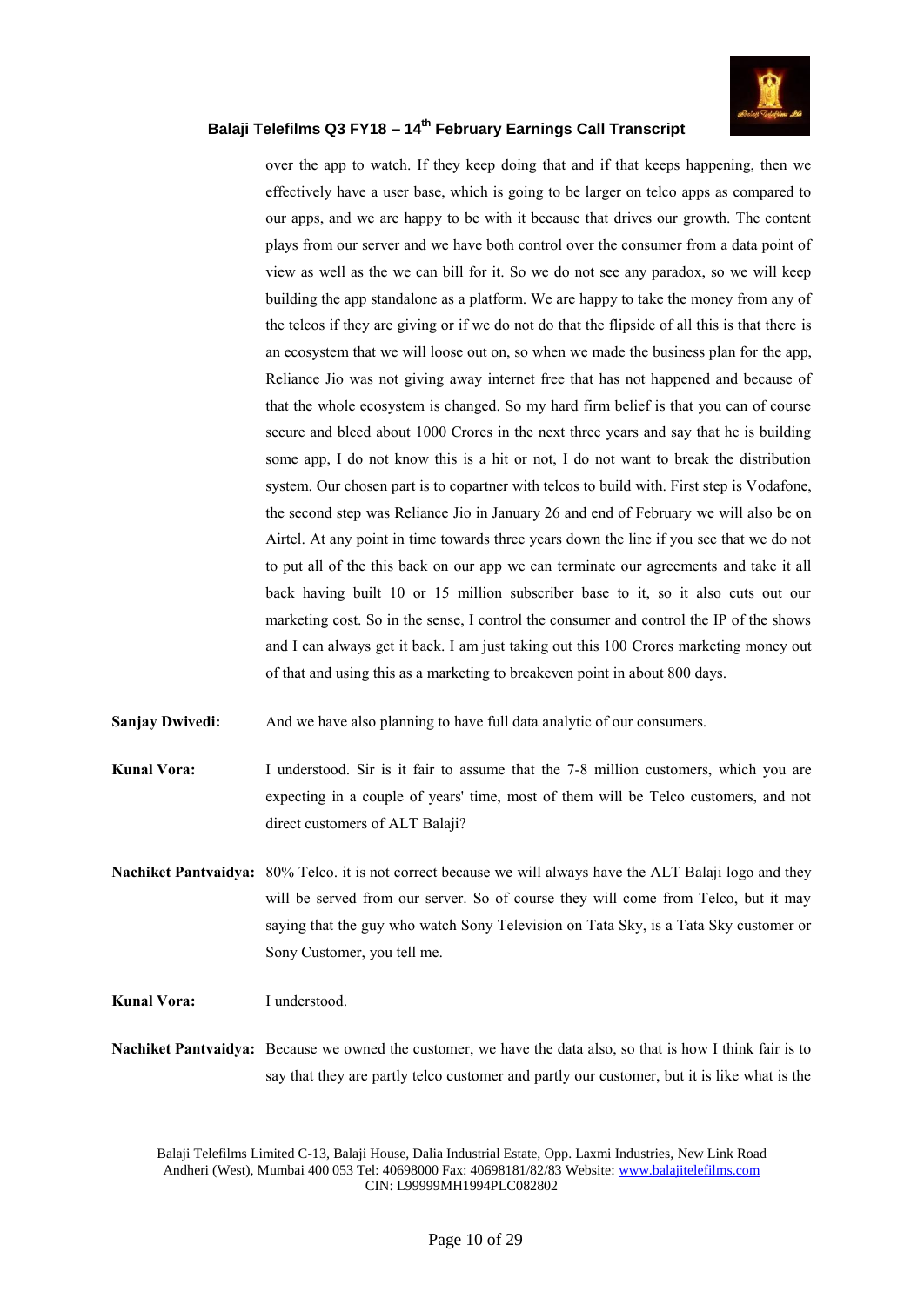over the app to watch. If they keep doing that and if that keeps happening, then we effectively have a user base, which is going to be larger on telco apps as compared to our apps, and we are happy to be with it because that drives our growth. The content plays from our server and we have both control over the consumer from a data point of view as well as the we can bill for it. So we do not see any paradox, so we will keep building the app standalone as a platform. We are happy to take the money from any of the telcos if they are giving or if we do not do that the flipside of all this is that there is an ecosystem that we will loose out on, so when we made the business plan for the app, Reliance Jio was not giving away internet free that has not happened and because of that the whole ecosystem is changed. So my hard firm belief is that you can of course secure and bleed about 1000 Crores in the next three years and say that he is building some app, I do not know this is a hit or not, I do not want to break the distribution system. Our chosen part is to copartner with telcos to build with. First step is Vodafone, the second step was Reliance Jio in January 26 and end of February we will also be on Airtel. At any point in time towards three years down the line if you see that we do not to put all of the this back on our app we can terminate our agreements and take it all back having built 10 or 15 million subscriber base to it, so it also cuts out our marketing cost. So in the sense, I control the consumer and control the IP of the shows and I can always get it back. I am just taking out this 100 Crores marketing money out of that and using this as a marketing to breakeven point in about 800 days.

**Sanjay Dwivedi:** And we have also planning to have full data analytic of our consumers.

**Kunal Vora:** I understood. Sir is it fair to assume that the 7-8 million customers, which you are expecting in a couple of years' time, most of them will be Telco customers, and not direct customers of ALT Balaji?

**Nachiket Pantvaidya:** 80% Telco. it is not correct because we will always have the ALT Balaji logo and they will be served from our server. So of course they will come from Telco, but it may saying that the guy who watch Sony Television on Tata Sky, is a Tata Sky customer or Sony Customer, you tell me.

**Kunal Vora:** I understood.

**Nachiket Pantvaidya:** Because we owned the customer, we have the data also, so that is how I think fair is to say that they are partly telco customer and partly our customer, but it is like what is the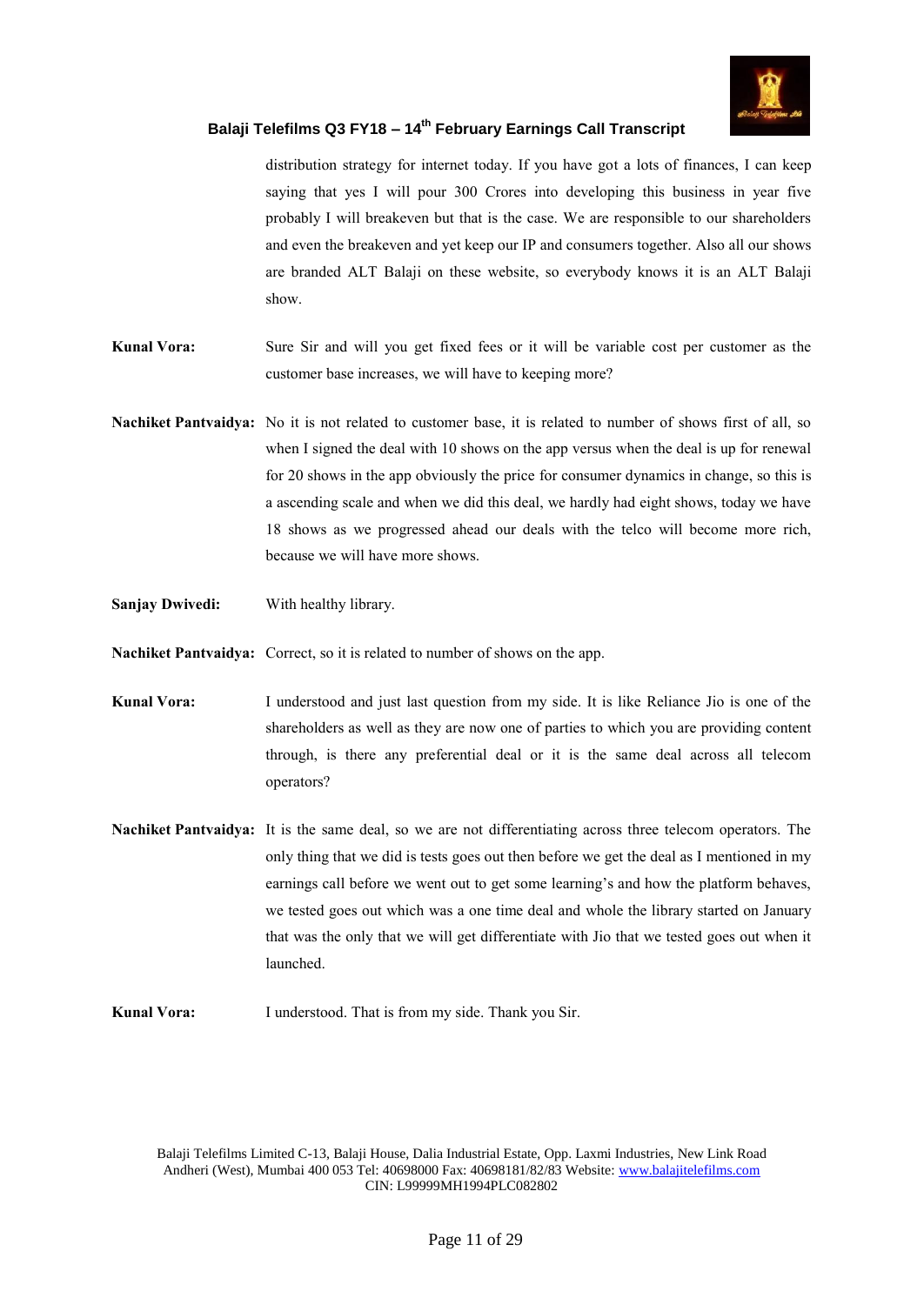distribution strategy for internet today. If you have got a lots of finances, I can keep saying that yes I will pour 300 Crores into developing this business in year five probably I will breakeven but that is the case. We are responsible to our shareholders and even the breakeven and yet keep our IP and consumers together. Also all our shows are branded ALT Balaji on these website, so everybody knows it is an ALT Balaji show.

**Kunal Vora:** Sure Sir and will you get fixed fees or it will be variable cost per customer as the customer base increases, we will have to keeping more?

**Nachiket Pantvaidya:** No it is not related to customer base, it is related to number of shows first of all, so when I signed the deal with 10 shows on the app versus when the deal is up for renewal for 20 shows in the app obviously the price for consumer dynamics in change, so this is a ascending scale and when we did this deal, we hardly had eight shows, today we have 18 shows as we progressed ahead our deals with the telco will become more rich, because we will have more shows.

**Sanjay Dwivedi:** With healthy library.

**Nachiket Pantvaidya:** Correct, so it is related to number of shows on the app.

**Kunal Vora:** I understood and just last question from my side. It is like Reliance Jio is one of the shareholders as well as they are now one of parties to which you are providing content through, is there any preferential deal or it is the same deal across all telecom operators?

**Nachiket Pantvaidya:** It is the same deal, so we are not differentiating across three telecom operators. The only thing that we did is tests goes out then before we get the deal as I mentioned in my earnings call before we went out to get some learning's and how the platform behaves, we tested goes out which was a one time deal and whole the library started on January that was the only that we will get differentiate with Jio that we tested goes out when it launched.

**Kunal Vora:** I understood. That is from my side. Thank you Sir.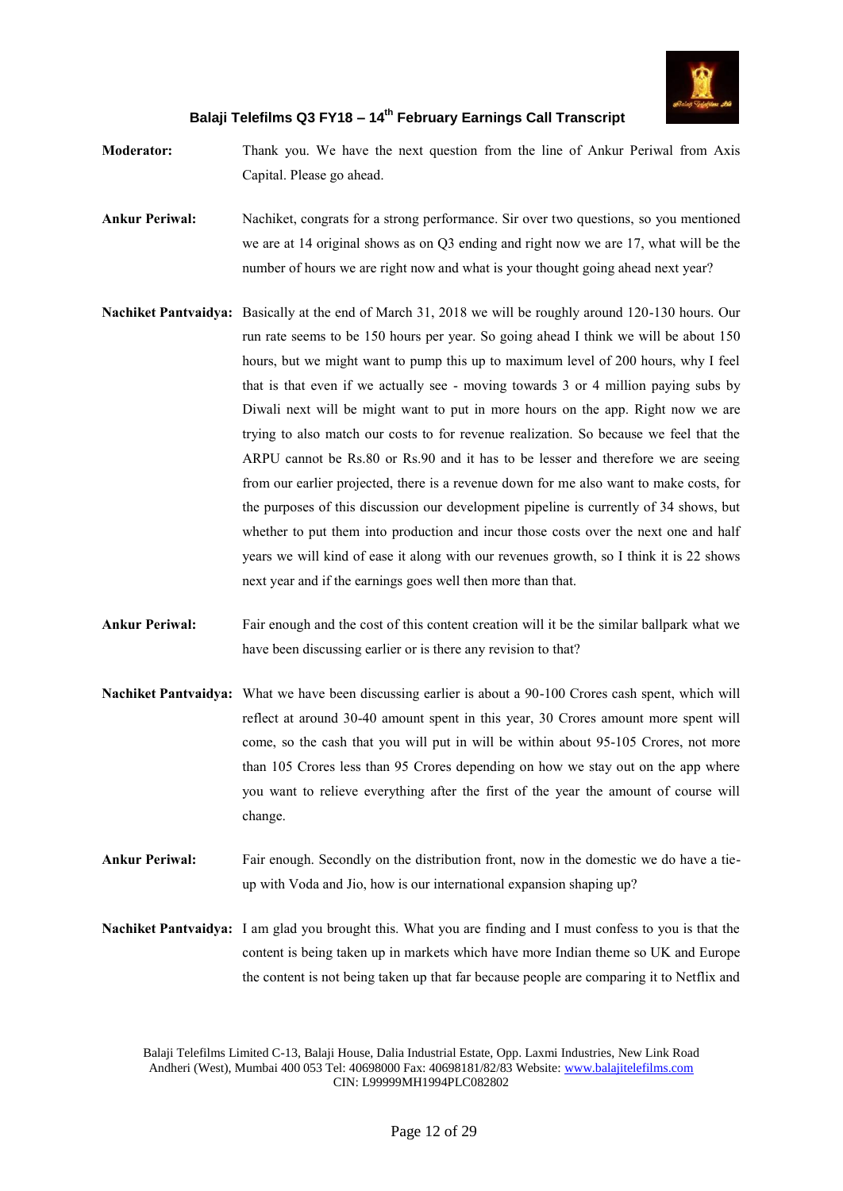**Moderator:** Thank you. We have the next question from the line of Ankur Periwal from Axis Capital. Please go ahead.

**Ankur Periwal:** Nachiket, congrats for a strong performance. Sir over two questions, so you mentioned we are at 14 original shows as on Q3 ending and right now we are 17, what will be the number of hours we are right now and what is your thought going ahead next year?

**Nachiket Pantvaidya:** Basically at the end of March 31, 2018 we will be roughly around 120-130 hours. Our run rate seems to be 150 hours per year. So going ahead I think we will be about 150 hours, but we might want to pump this up to maximum level of 200 hours, why I feel that is that even if we actually see - moving towards 3 or 4 million paying subs by Diwali next will be might want to put in more hours on the app. Right now we are trying to also match our costs to for revenue realization. So because we feel that the ARPU cannot be Rs.80 or Rs.90 and it has to be lesser and therefore we are seeing from our earlier projected, there is a revenue down for me also want to make costs, for the purposes of this discussion our development pipeline is currently of 34 shows, but whether to put them into production and incur those costs over the next one and half years we will kind of ease it along with our revenues growth, so I think it is 22 shows next year and if the earnings goes well then more than that.

**Ankur Periwal:** Fair enough and the cost of this content creation will it be the similar ballpark what we have been discussing earlier or is there any revision to that?

**Nachiket Pantvaidya:** What we have been discussing earlier is about a 90-100 Crores cash spent, which will reflect at around 30-40 amount spent in this year, 30 Crores amount more spent will come, so the cash that you will put in will be within about 95-105 Crores, not more than 105 Crores less than 95 Crores depending on how we stay out on the app where you want to relieve everything after the first of the year the amount of course will change.

**Ankur Periwal:** Fair enough. Secondly on the distribution front, now in the domestic we do have a tie-up with Voda and Jio, how is our international expansion shaping up?

**Nachiket Pantvaidya:** I am glad you brought this. What you are finding and I must confess to you is that the content is being taken up in markets which have more Indian theme so UK and Europe the content is not being taken up that far because people are comparing it to Netflix and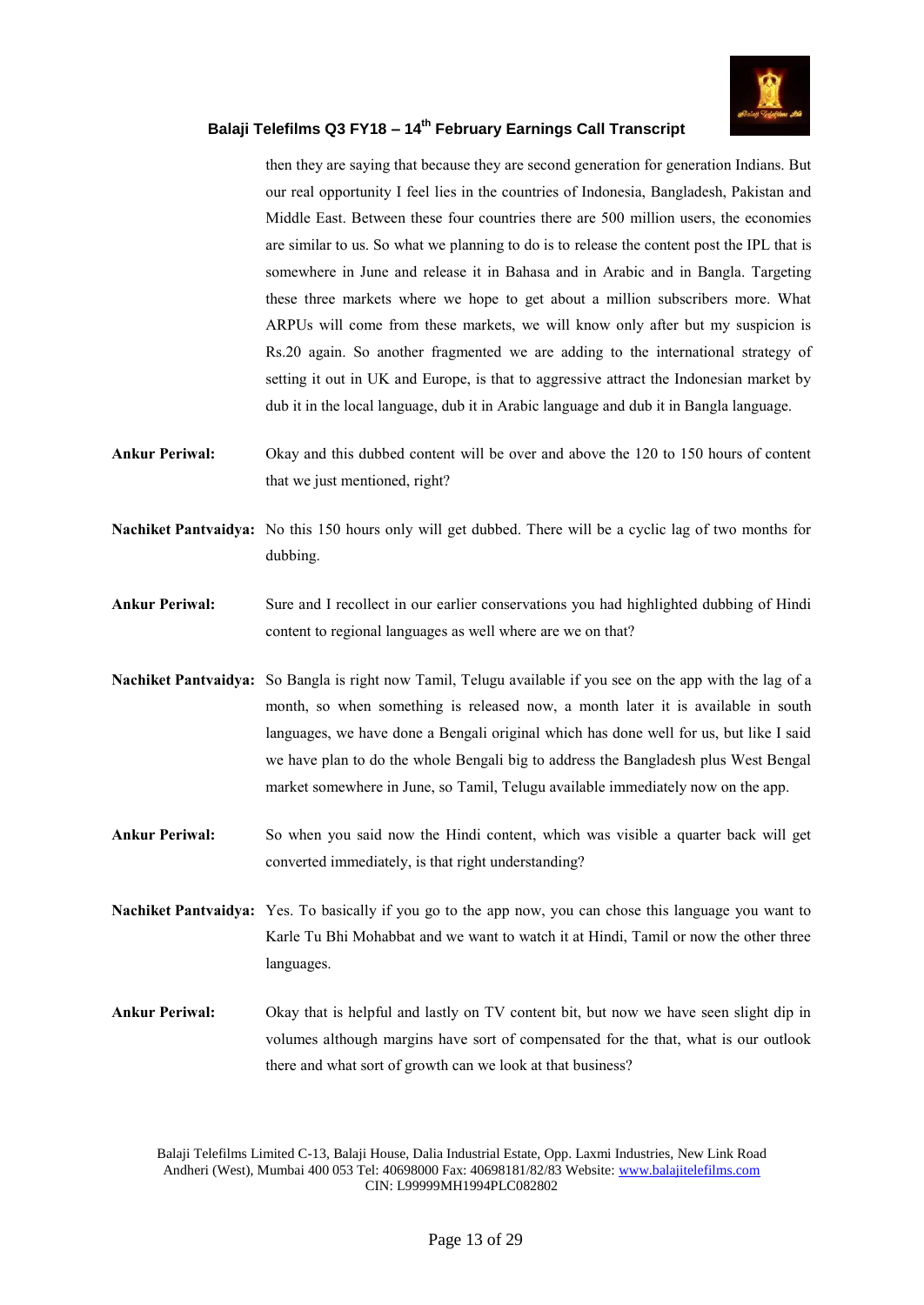then they are saying that because they are second generation for generation Indians. But our real opportunity I feel lies in the countries of Indonesia, Bangladesh, Pakistan and Middle East. Between these four countries there are 500 million users, the economies are similar to us. So what we planning to do is to release the content post the IPL that is somewhere in June and release it in Bahasa and in Arabic and in Bangla. Targeting these three markets where we hope to get about a million subscribers more. What ARPUs will come from these markets, we will know only after but my suspicion is Rs.20 again. So another fragmented we are adding to the international strategy of setting it out in UK and Europe, is that to aggressive attract the Indonesian market by dub it in the local language, dub it in Arabic language and dub it in Bangla language.

**Ankur Periwal:** Okay and this dubbed content will be over and above the 120 to 150 hours of content that we just mentioned, right?

**Nachiket Pantvaidya:** No this 150 hours only will get dubbed. There will be a cyclic lag of two months for dubbing.

**Ankur Periwal:** Sure and I recollect in our earlier conservations you had highlighted dubbing of Hindi content to regional languages as well where are we on that?

**Nachiket Pantvaidya:** So Bangla is right now Tamil, Telugu available if you see on the app with the lag of a month, so when something is released now, a month later it is available in south languages, we have done a Bengali original which has done well for us, but like I said we have plan to do the whole Bengali big to address the Bangladesh plus West Bengal market somewhere in June, so Tamil, Telugu available immediately now on the app.

**Ankur Periwal:** So when you said now the Hindi content, which was visible a quarter back will get converted immediately, is that right understanding?

**Nachiket Pantvaidya:** Yes. To basically if you go to the app now, you can chose this language you want to Karle Tu Bhi Mohabbat and we want to watch it at Hindi, Tamil or now the other three languages.

**Ankur Periwal:** Okay that is helpful and lastly on TV content bit, but now we have seen slight dip in volumes although margins have sort of compensated for the that, what is our outlook there and what sort of growth can we look at that business?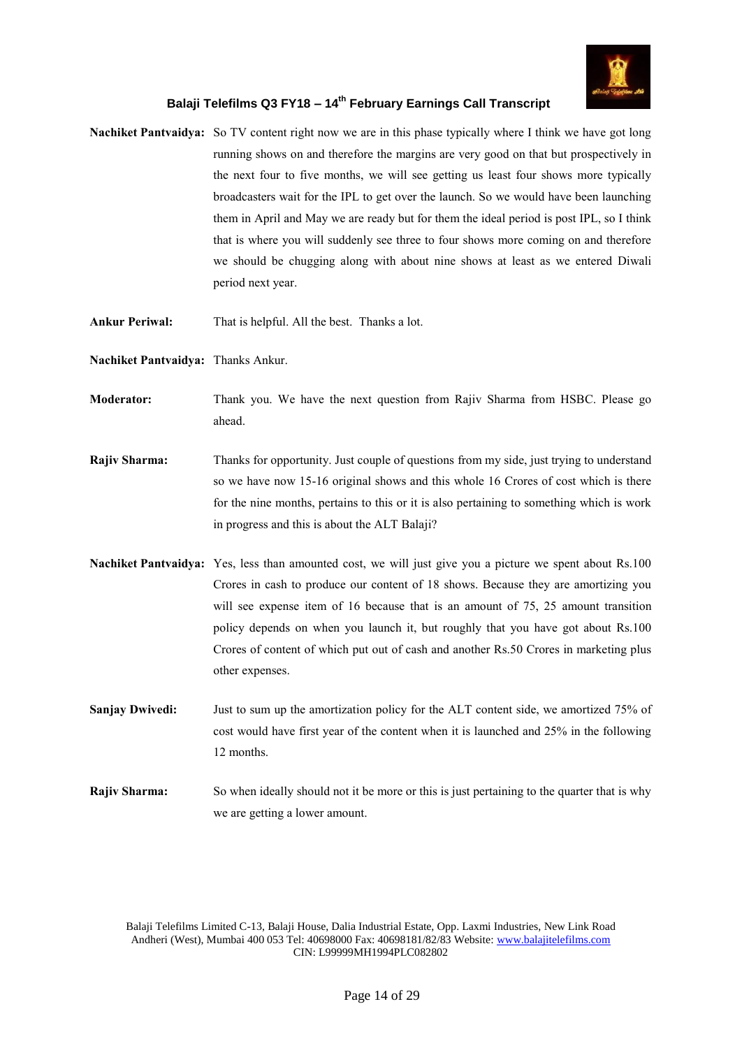**Nachiket Pantvaidya:** So TV content right now we are in this phase typically where I think we have got long running shows on and therefore the margins are very good on that but prospectively in the next four to five months, we will see getting us least four shows more typically broadcasters wait for the IPL to get over the launch. So we would have been launching them in April and May we are ready but for them the ideal period is post IPL, so I think that is where you will suddenly see three to four shows more coming on and therefore we should be chugging along with about nine shows at least as we entered Diwali period next year.

**Ankur Periwal:** That is helpful. All the best. Thanks a lot.

**Nachiket Pantvaidya:** Thanks Ankur.

**Moderator:** Thank you. We have the next question from Rajiv Sharma from HSBC. Please go ahead.

**Rajiv Sharma:** Thanks for opportunity. Just couple of questions from my side, just trying to understand so we have now 15-16 original shows and this whole 16 Crores of cost which is there for the nine months, pertains to this or it is also pertaining to something which is work in progress and this is about the ALT Balaji?

**Nachiket Pantvaidya:** Yes, less than amounted cost, we will just give you a picture we spent about Rs.100 Crores in cash to produce our content of 18 shows. Because they are amortizing you will see expense item of 16 because that is an amount of 75, 25 amount transition policy depends on when you launch it, but roughly that you have got about Rs.100 Crores of content of which put out of cash and another Rs.50 Crores in marketing plus other expenses.

**Sanjay Dwivedi:** Just to sum up the amortization policy for the ALT content side, we amortized 75% of cost would have first year of the content when it is launched and 25% in the following 12 months.

**Rajiv Sharma:** So when ideally should not it be more or this is just pertaining to the quarter that is why we are getting a lower amount.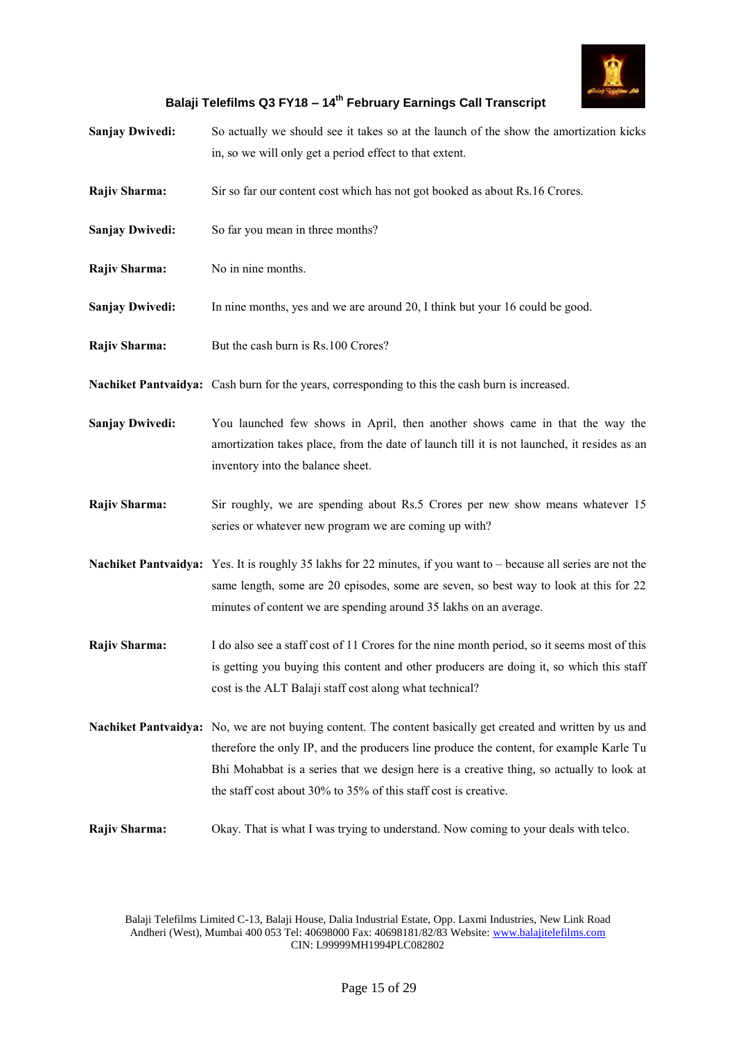**Sanjay Dwivedi:** So actually we should see it takes so at the launch of the show the amortization kicks in, so we will only get a period effect to that extent.

**Rajiv Sharma:** Sir so far our content cost which has not got booked as about Rs.16 Crores.

**Sanjay Dwivedi:** So far you mean in three months?

**Rajiv Sharma:** No in nine months.

**Sanjay Dwivedi:** In nine months, yes and we are around 20, I think but your 16 could be good.

**Rajiv Sharma:** But the cash burn is Rs.100 Crores?

**Nachiket Pantvaidya:** Cash burn for the years, corresponding to this the cash burn is increased.

**Sanjay Dwivedi:** You launched few shows in April, then another shows came in that the way the amortization takes place, from the date of launch till it is not launched, it resides as an inventory into the balance sheet.

**Rajiv Sharma:** Sir roughly, we are spending about Rs.5 Crores per new show means whatever 15 series or whatever new program we are coming up with?

**Nachiket Pantvaidya:** Yes. It is roughly 35 lakhs for 22 minutes, if you want to – because all series are not the same length, some are 20 episodes, some are seven, so best way to look at this for 22 minutes of content we are spending around 35 lakhs on an average.

**Rajiv Sharma:** I do also see a staff cost of 11 Crores for the nine month period, so it seems most of this is getting you buying this content and other producers are doing it, so which this staff cost is the ALT Balaji staff cost along what technical?

**Nachiket Pantvaidya:** No, we are not buying content. The content basically get created and written by us and therefore the only IP, and the producers line produce the content, for example Karle Tu Bhi Mohabbat is a series that we design here is a creative thing, so actually to look at the staff cost about 30% to 35% of this staff cost is creative.

**Rajiv Sharma:** Okay. That is what I was trying to understand. Now coming to your deals with telco.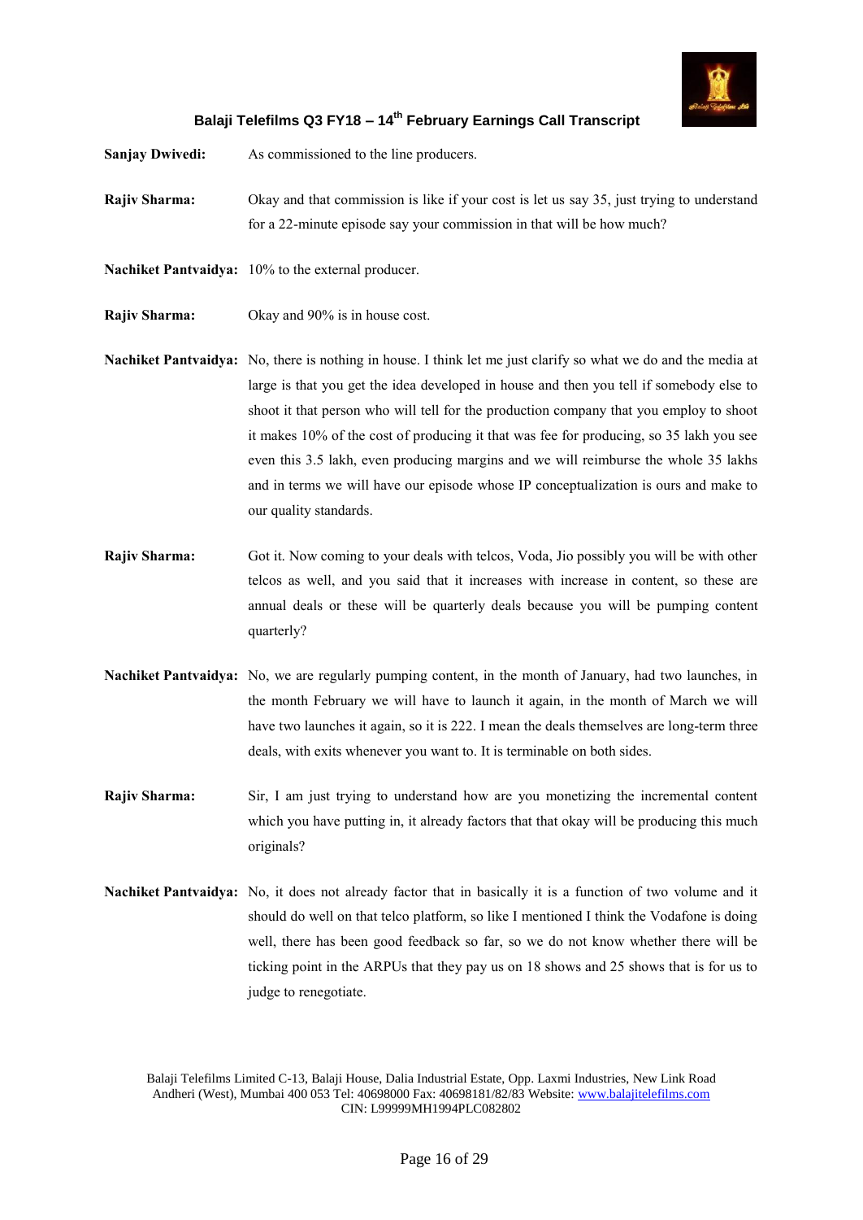**Sanjay Dwivedi:** As commissioned to the line producers.

**Rajiv Sharma:** Okay and that commission is like if your cost is let us say 35, just trying to understand for a 22-minute episode say your commission in that will be how much?

**Nachiket Pantvaidya:** 10% to the external producer.

**Rajiv Sharma:** Okay and 90% is in house cost.

**Nachiket Pantvaidya:** No, there is nothing in house. I think let me just clarify so what we do and the media at large is that you get the idea developed in house and then you tell if somebody else to shoot it that person who will tell for the production company that you employ to shoot it makes 10% of the cost of producing it that was fee for producing, so 35 lakh you see even this 3.5 lakh, even producing margins and we will reimburse the whole 35 lakhs and in terms we will have our episode whose IP conceptualization is ours and make to our quality standards.

**Rajiv Sharma:** Got it. Now coming to your deals with telcos, Voda, Jio possibly you will be with other telcos as well, and you said that it increases with increase in content, so these are annual deals or these will be quarterly deals because you will be pumping content quarterly?

**Nachiket Pantvaidya:** No, we are regularly pumping content, in the month of January, had two launches, in the month February we will have to launch it again, in the month of March we will have two launches it again, so it is 222. I mean the deals themselves are long-term three deals, with exits whenever you want to. It is terminable on both sides.

**Rajiv Sharma:** Sir, I am just trying to understand how are you monetizing the incremental content which you have putting in, it already factors that that okay will be producing this much originals?

**Nachiket Pantvaidya:** No, it does not already factor that in basically it is a function of two volume and it should do well on that telco platform, so like I mentioned I think the Vodafone is doing well, there has been good feedback so far, so we do not know whether there will be ticking point in the ARPUs that they pay us on 18 shows and 25 shows that is for us to judge to renegotiate.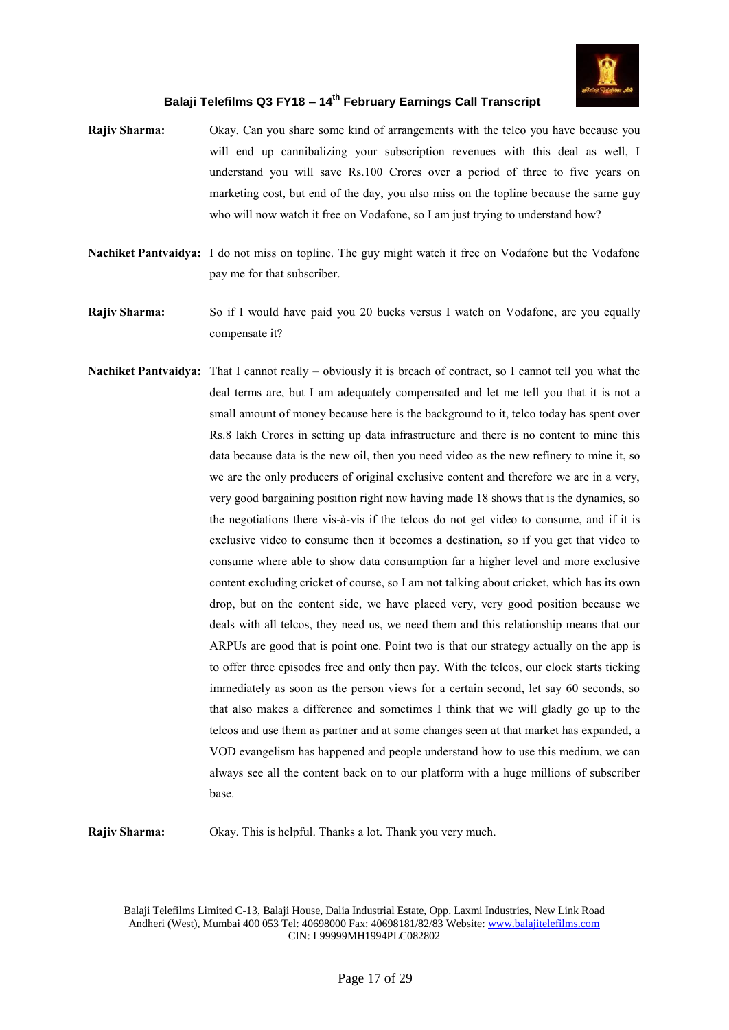**Rajiv Sharma:** Okay. Can you share some kind of arrangements with the telco you have because you will end up cannibalizing your subscription revenues with this deal as well, I understand you will save Rs.100 Crores over a period of three to five years on marketing cost, but end of the day, you also miss on the topline because the same guy who will now watch it free on Vodafone, so I am just trying to understand how?

**Nachiket Pantvaidya:** I do not miss on topline. The guy might watch it free on Vodafone but the Vodafone pay me for that subscriber.

**Rajiv Sharma:** So if I would have paid you 20 bucks versus I watch on Vodafone, are you equally compensate it?

**Nachiket Pantvaidya:** That I cannot really – obviously it is breach of contract, so I cannot tell you what the deal terms are, but I am adequately compensated and let me tell you that it is not a small amount of money because here is the background to it, telco today has spent over Rs.8 lakh Crores in setting up data infrastructure and there is no content to mine this data because data is the new oil, then you need video as the new refinery to mine it, so we are the only producers of original exclusive content and therefore we are in a very, very good bargaining position right now having made 18 shows that is the dynamics, so the negotiations there vis-à-vis if the telcos do not get video to consume, and if it is exclusive video to consume then it becomes a destination, so if you get that video to consume where able to show data consumption far a higher level and more exclusive content excluding cricket of course, so I am not talking about cricket, which has its own drop, but on the content side, we have placed very, very good position because we deals with all telcos, they need us, we need them and this relationship means that our ARPUs are good that is point one. Point two is that our strategy actually on the app is to offer three episodes free and only then pay. With the telcos, our clock starts ticking immediately as soon as the person views for a certain second, let say 60 seconds, so that also makes a difference and sometimes I think that we will gladly go up to the telcos and use them as partner and at some changes seen at that market has expanded, a VOD evangelism has happened and people understand how to use this medium, we can always see all the content back on to our platform with a huge millions of subscriber base.

**Rajiv Sharma:** Okay. This is helpful. Thanks a lot. Thank you very much.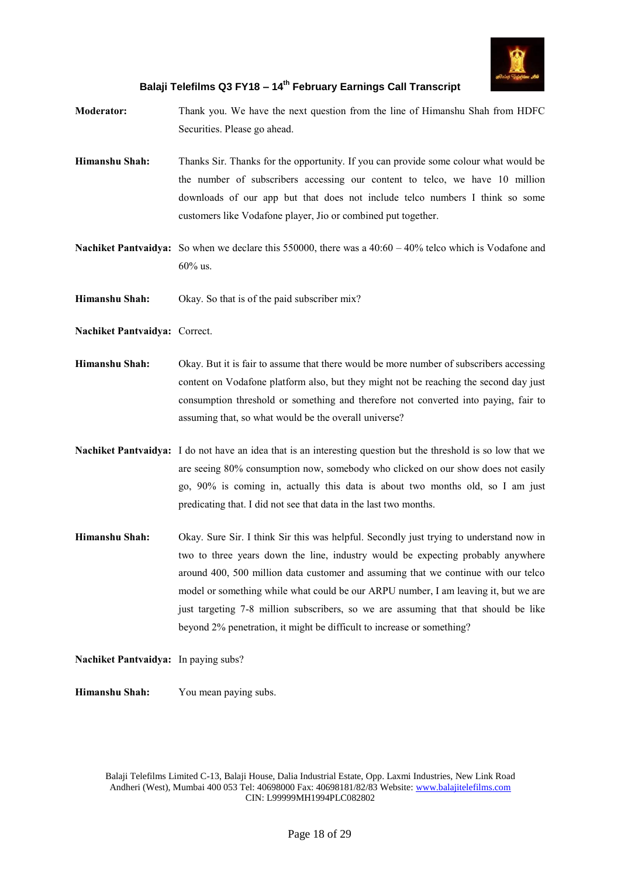**Moderator:** Thank you. We have the next question from the line of Himanshu Shah from HDFC Securities. Please go ahead.

**Himanshu Shah:** Thanks Sir. Thanks for the opportunity. If you can provide some colour what would be the number of subscribers accessing our content to telco, we have 10 million downloads of our app but that does not include telco numbers I think so some customers like Vodafone player, Jio or combined put together.

**Nachiket Pantvaidya:** So when we declare this 550000, there was a 40:60 – 40% telco which is Vodafone and 60% us.

**Himanshu Shah:** Okay. So that is of the paid subscriber mix?

**Nachiket Pantvaidya:** Correct.

**Himanshu Shah:** Okay. But it is fair to assume that there would be more number of subscribers accessing content on Vodafone platform also, but they might not be reaching the second day just consumption threshold or something and therefore not converted into paying, fair to assuming that, so what would be the overall universe?

**Nachiket Pantvaidya:** I do not have an idea that is an interesting question but the threshold is so low that we are seeing 80% consumption now, somebody who clicked on our show does not easily go, 90% is coming in, actually this data is about two months old, so I am just predicating that. I did not see that data in the last two months.

**Himanshu Shah:** Okay. Sure Sir. I think Sir this was helpful. Secondly just trying to understand now in two to three years down the line, industry would be expecting probably anywhere around 400, 500 million data customer and assuming that we continue with our telco model or something while what could be our ARPU number, I am leaving it, but we are just targeting 7-8 million subscribers, so we are assuming that that should be like beyond 2% penetration, it might be difficult to increase or something?

**Nachiket Pantvaidya:** In paying subs?

**Himanshu Shah:** You mean paying subs.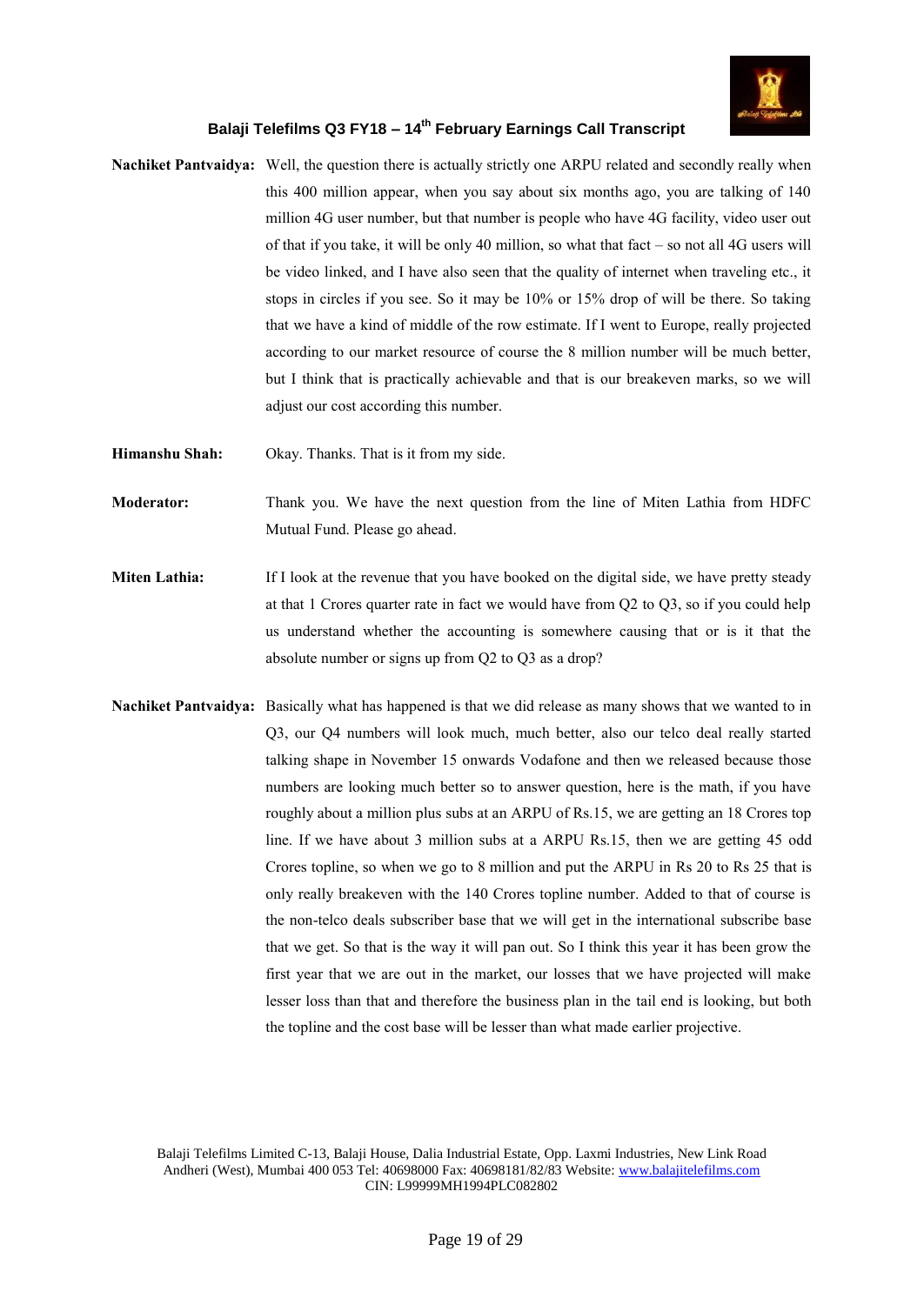**Nachiket Pantvaidya:** Well, the question there is actually strictly one ARPU related and secondly really when this 400 million appear, when you say about six months ago, you are talking of 140 million 4G user number, but that number is people who have 4G facility, video user out of that if you take, it will be only 40 million, so what that fact – so not all 4G users will be video linked, and I have also seen that the quality of internet when traveling etc., it stops in circles if you see. So it may be 10% or 15% drop of will be there. So taking that we have a kind of middle of the row estimate. If I went to Europe, really projected according to our market resource of course the 8 million number will be much better, but I think that is practically achievable and that is our breakeven marks, so we will adjust our cost according this number.

**Himanshu Shah:** Okay. Thanks. That is it from my side.

**Moderator:** Thank you. We have the next question from the line of Miten Lathia from HDFC Mutual Fund. Please go ahead.

**Miten Lathia:** If I look at the revenue that you have booked on the digital side, we have pretty steady at that 1 Crores quarter rate in fact we would have from Q2 to Q3, so if you could help us understand whether the accounting is somewhere causing that or is it that the absolute number or signs up from Q2 to Q3 as a drop?

**Nachiket Pantvaidya:** Basically what has happened is that we did release as many shows that we wanted to in Q3, our Q4 numbers will look much, much better, also our telco deal really started talking shape in November 15 onwards Vodafone and then we released because those numbers are looking much better so to answer question, here is the math, if you have roughly about a million plus subs at an ARPU of Rs.15, we are getting an 18 Crores top line. If we have about 3 million subs at a ARPU Rs.15, then we are getting 45 odd Crores topline, so when we go to 8 million and put the ARPU in Rs 20 to Rs 25 that is only really breakeven with the 140 Crores topline number. Added to that of course is the non-telco deals subscriber base that we will get in the international subscribe base that we get. So that is the way it will pan out. So I think this year it has been grow the first year that we are out in the market, our losses that we have projected will make lesser loss than that and therefore the business plan in the tail end is looking, but both the topline and the cost base will be lesser than what made earlier projective.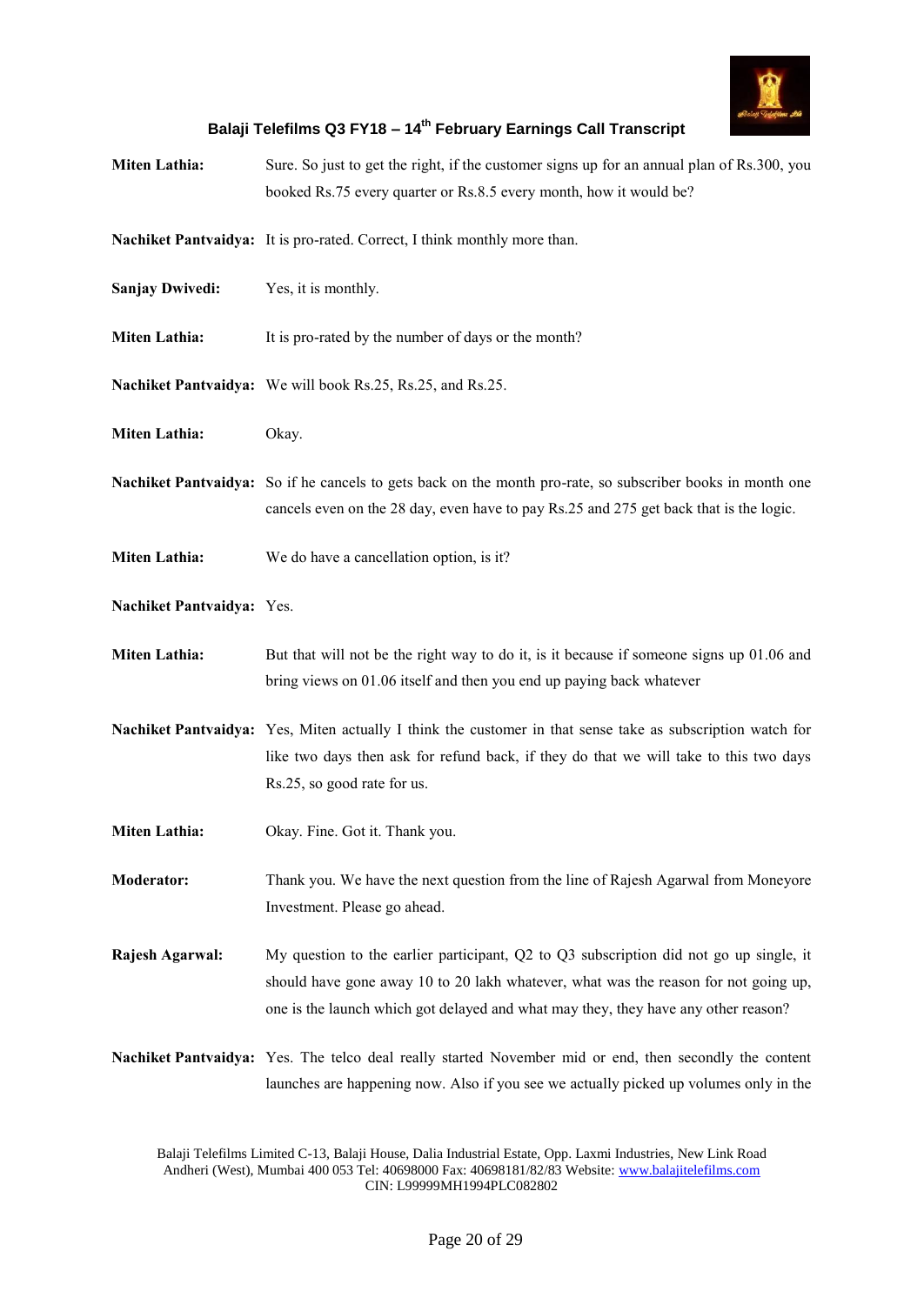**Miten Lathia:** Sure. So just to get the right, if the customer signs up for an annual plan of Rs.300, you booked Rs.75 every quarter or Rs.8.5 every month, how it would be?

**Nachiket Pantvaidya:** It is pro-rated. Correct, I think monthly more than.

**Sanjay Dwivedi:** Yes, it is monthly.

**Miten Lathia:** It is pro-rated by the number of days or the month?

**Nachiket Pantvaidya:** We will book Rs.25, Rs.25, and Rs.25.

**Miten Lathia:** Okay.

**Nachiket Pantvaidya:** So if he cancels to gets back on the month pro-rate, so subscriber books in month one cancels even on the 28 day, even have to pay Rs.25 and 275 get back that is the logic.

**Miten Lathia:** We do have a cancellation option, is it?

**Nachiket Pantvaidya:** Yes.

**Miten Lathia:** But that will not be the right way to do it, is it because if someone signs up 01.06 and bring views on 01.06 itself and then you end up paying back whatever

**Nachiket Pantvaidya:** Yes, Miten actually I think the customer in that sense take as subscription watch for like two days then ask for refund back, if they do that we will take to this two days Rs.25, so good rate for us.

**Miten Lathia:** Okay. Fine. Got it. Thank you.

**Moderator:** Thank you. We have the next question from the line of Rajesh Agarwal from Moneyore Investment. Please go ahead.

**Rajesh Agarwal:** My question to the earlier participant, Q2 to Q3 subscription did not go up single, it should have gone away 10 to 20 lakh whatever, what was the reason for not going up, one is the launch which got delayed and what may they, they have any other reason?

**Nachiket Pantvaidya:** Yes. The telco deal really started November mid or end, then secondly the content launches are happening now. Also if you see we actually picked up volumes only in the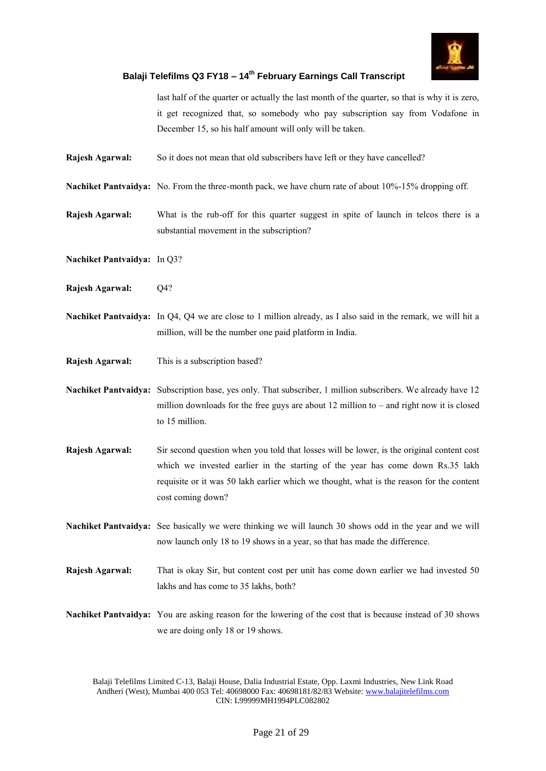last half of the quarter or actually the last month of the quarter, so that is why it is zero, it get recognized that, so somebody who pay subscription say from Vodafone in December 15, so his half amount will only will be taken.

**Rajesh Agarwal:** So it does not mean that old subscribers have left or they have cancelled?

**Nachiket Pantvaidya:** No. From the three-month pack, we have churn rate of about 10%-15% dropping off.

**Rajesh Agarwal:** What is the rub-off for this quarter suggest in spite of launch in telcos there is a substantial movement in the subscription?

**Nachiket Pantvaidya:** In Q3?

**Rajesh Agarwal:** Q4?

**Nachiket Pantvaidya:** In Q4, Q4 we are close to 1 million already, as I also said in the remark, we will hit a million, will be the number one paid platform in India.

**Rajesh Agarwal:** This is a subscription based?

**Nachiket Pantvaidya:** Subscription base, yes only. That subscriber, 1 million subscribers. We already have 12 million downloads for the free guys are about 12 million to – and right now it is closed to 15 million.

**Rajesh Agarwal:** Sir second question when you told that losses will be lower, is the original content cost which we invested earlier in the starting of the year has come down Rs.35 lakh requisite or it was 50 lakh earlier which we thought, what is the reason for the content cost coming down?

**Nachiket Pantvaidya:** See basically we were thinking we will launch 30 shows odd in the year and we will now launch only 18 to 19 shows in a year, so that has made the difference.

**Rajesh Agarwal:** That is okay Sir, but content cost per unit has come down earlier we had invested 50 lakhs and has come to 35 lakhs, both?

**Nachiket Pantvaidya:** You are asking reason for the lowering of the cost that is because instead of 30 shows we are doing only 18 or 19 shows.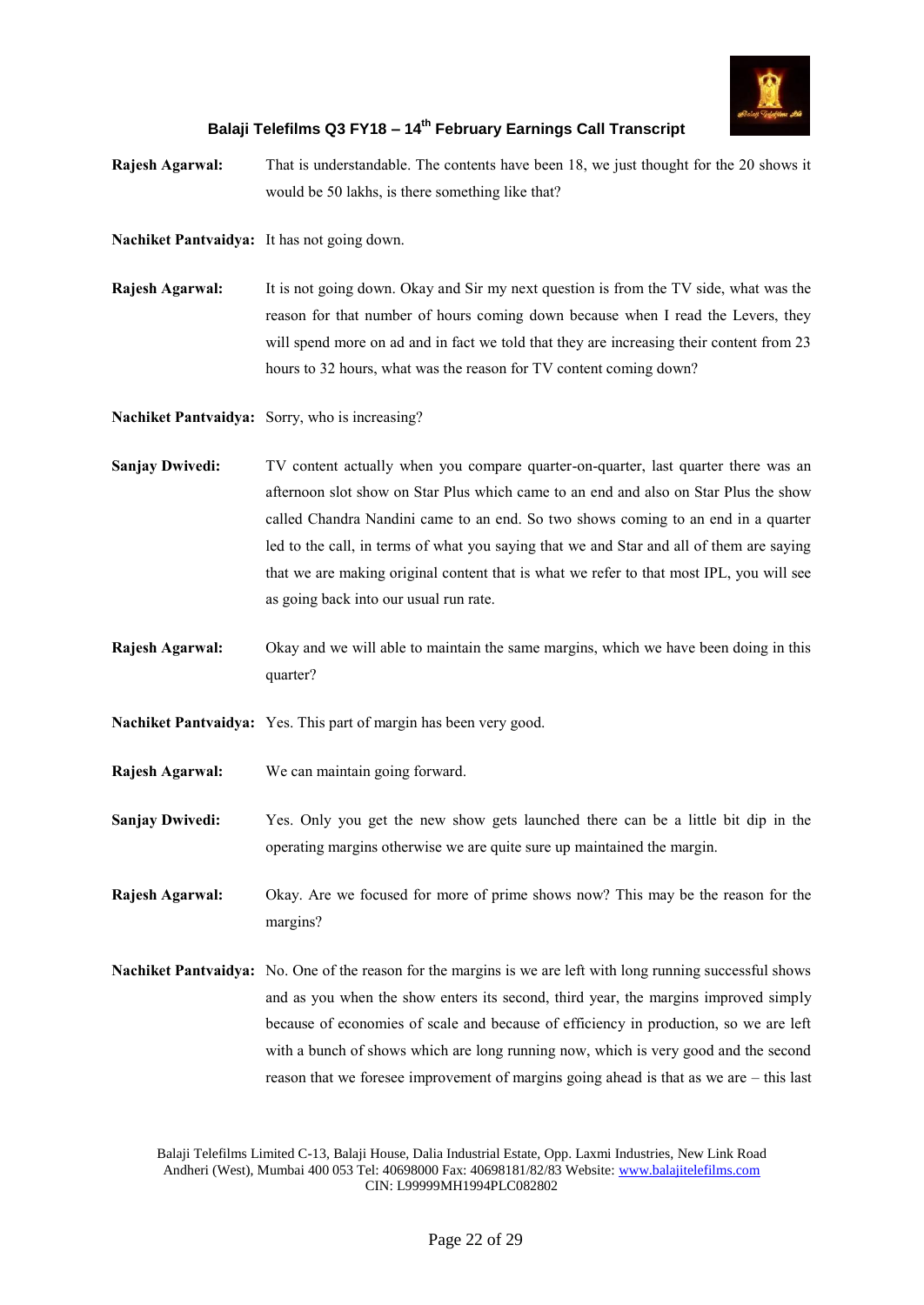**Rajesh Agarwal:** That is understandable. The contents have been 18, we just thought for the 20 shows it would be 50 lakhs, is there something like that?

**Nachiket Pantvaidya:** It has not going down.

**Rajesh Agarwal:** It is not going down. Okay and Sir my next question is from the TV side, what was the reason for that number of hours coming down because when I read the Levers, they will spend more on ad and in fact we told that they are increasing their content from 23 hours to 32 hours, what was the reason for TV content coming down?

**Nachiket Pantvaidya:** Sorry, who is increasing?

**Sanjay Dwivedi:** TV content actually when you compare quarter-on-quarter, last quarter there was an afternoon slot show on Star Plus which came to an end and also on Star Plus the show called Chandra Nandini came to an end. So two shows coming to an end in a quarter led to the call, in terms of what you saying that we and Star and all of them are saying that we are making original content that is what we refer to that most IPL, you will see as going back into our usual run rate.

**Rajesh Agarwal:** Okay and we will able to maintain the same margins, which we have been doing in this quarter?

**Nachiket Pantvaidya:** Yes. This part of margin has been very good.

**Rajesh Agarwal:** We can maintain going forward.

**Sanjay Dwivedi:** Yes. Only you get the new show gets launched there can be a little bit dip in the operating margins otherwise we are quite sure up maintained the margin.

**Rajesh Agarwal:** Okay. Are we focused for more of prime shows now? This may be the reason for the margins?

**Nachiket Pantvaidya:** No. One of the reason for the margins is we are left with long running successful shows and as you when the show enters its second, third year, the margins improved simply because of economies of scale and because of efficiency in production, so we are left with a bunch of shows which are long running now, which is very good and the second reason that we foresee improvement of margins going ahead is that as we are – this last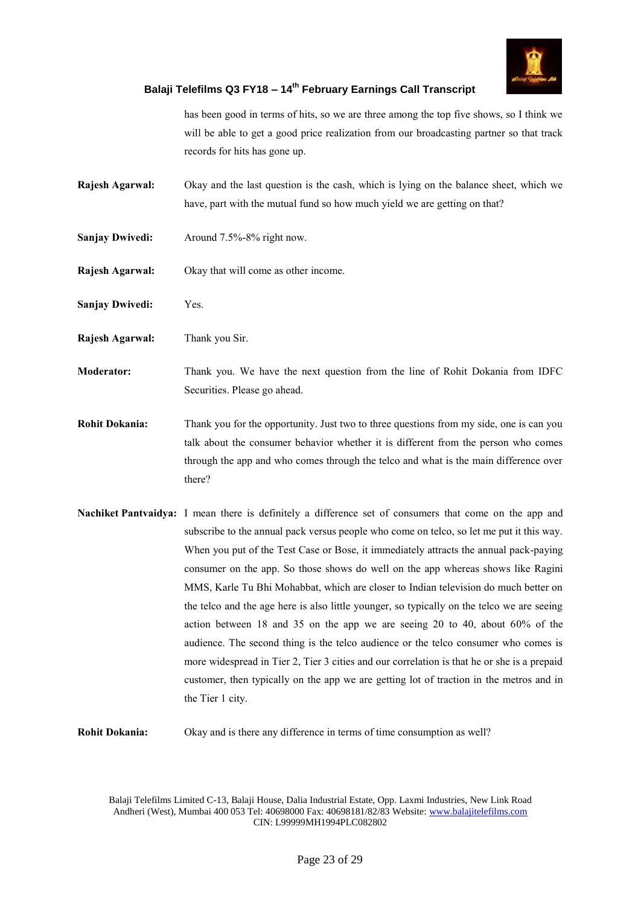has been good in terms of hits, so we are three among the top five shows, so I think we will be able to get a good price realization from our broadcasting partner so that track records for hits has gone up.

**Rajesh Agarwal:** Okay and the last question is the cash, which is lying on the balance sheet, which we have, part with the mutual fund so how much yield we are getting on that?

**Sanjay Dwivedi:** Around 7.5%-8% right now.

**Rajesh Agarwal:** Okay that will come as other income.

**Sanjay Dwivedi:** Yes.

**Rajesh Agarwal:** Thank you Sir.

**Moderator:** Thank you. We have the next question from the line of Rohit Dokania from IDFC Securities. Please go ahead.

**Rohit Dokania:** Thank you for the opportunity. Just two to three questions from my side, one is can you talk about the consumer behavior whether it is different from the person who comes through the app and who comes through the telco and what is the main difference over there?

**Nachiket Pantvaidya:** I mean there is definitely a difference set of consumers that come on the app and subscribe to the annual pack versus people who come on telco, so let me put it this way. When you put of the Test Case or Bose, it immediately attracts the annual pack-paying consumer on the app. So those shows do well on the app whereas shows like Ragini MMS, Karle Tu Bhi Mohabbat, which are closer to Indian television do much better on the telco and the age here is also little younger, so typically on the telco we are seeing action between 18 and 35 on the app we are seeing 20 to 40, about 60% of the audience. The second thing is the telco audience or the telco consumer who comes is more widespread in Tier 2, Tier 3 cities and our correlation is that he or she is a prepaid customer, then typically on the app we are getting lot of traction in the metros and in the Tier 1 city.

**Rohit Dokania:** Okay and is there any difference in terms of time consumption as well?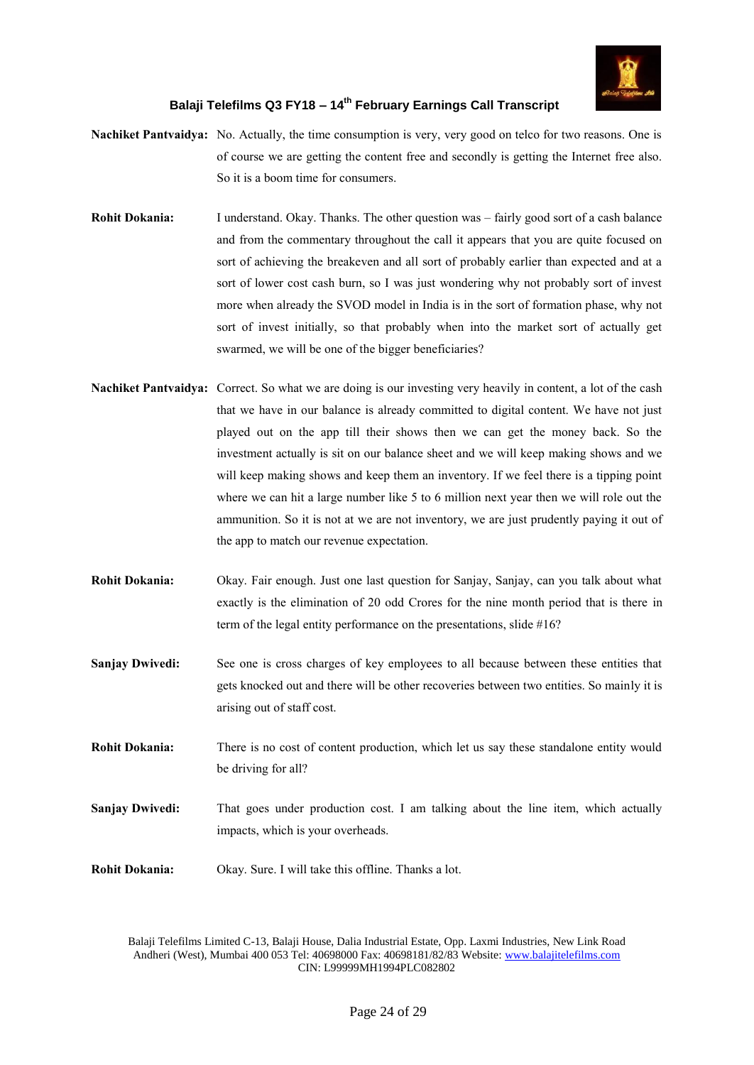**Nachiket Pantvaidya:** No. Actually, the time consumption is very, very good on telco for two reasons. One is of course we are getting the content free and secondly is getting the Internet free also. So it is a boom time for consumers.

**Rohit Dokania:** I understand. Okay. Thanks. The other question was – fairly good sort of a cash balance and from the commentary throughout the call it appears that you are quite focused on sort of achieving the breakeven and all sort of probably earlier than expected and at a sort of lower cost cash burn, so I was just wondering why not probably sort of invest more when already the SVOD model in India is in the sort of formation phase, why not sort of invest initially, so that probably when into the market sort of actually get swarmed, we will be one of the bigger beneficiaries?

**Nachiket Pantvaidya:** Correct. So what we are doing is our investing very heavily in content, a lot of the cash that we have in our balance is already committed to digital content. We have not just played out on the app till their shows then we can get the money back. So the investment actually is sit on our balance sheet and we will keep making shows and we will keep making shows and keep them an inventory. If we feel there is a tipping point where we can hit a large number like 5 to 6 million next year then we will role out the ammunition. So it is not at we are not inventory, we are just prudently paying it out of the app to match our revenue expectation.

**Rohit Dokania:** Okay. Fair enough. Just one last question for Sanjay, Sanjay, can you talk about what exactly is the elimination of 20 odd Crores for the nine month period that is there in term of the legal entity performance on the presentations, slide #16?

**Sanjay Dwivedi:** See one is cross charges of key employees to all because between these entities that gets knocked out and there will be other recoveries between two entities. So mainly it is arising out of staff cost.

**Rohit Dokania:** There is no cost of content production, which let us say these standalone entity would be driving for all?

**Sanjay Dwivedi:** That goes under production cost. I am talking about the line item, which actually impacts, which is your overheads.

**Rohit Dokania:** Okay. Sure. I will take this offline. Thanks a lot.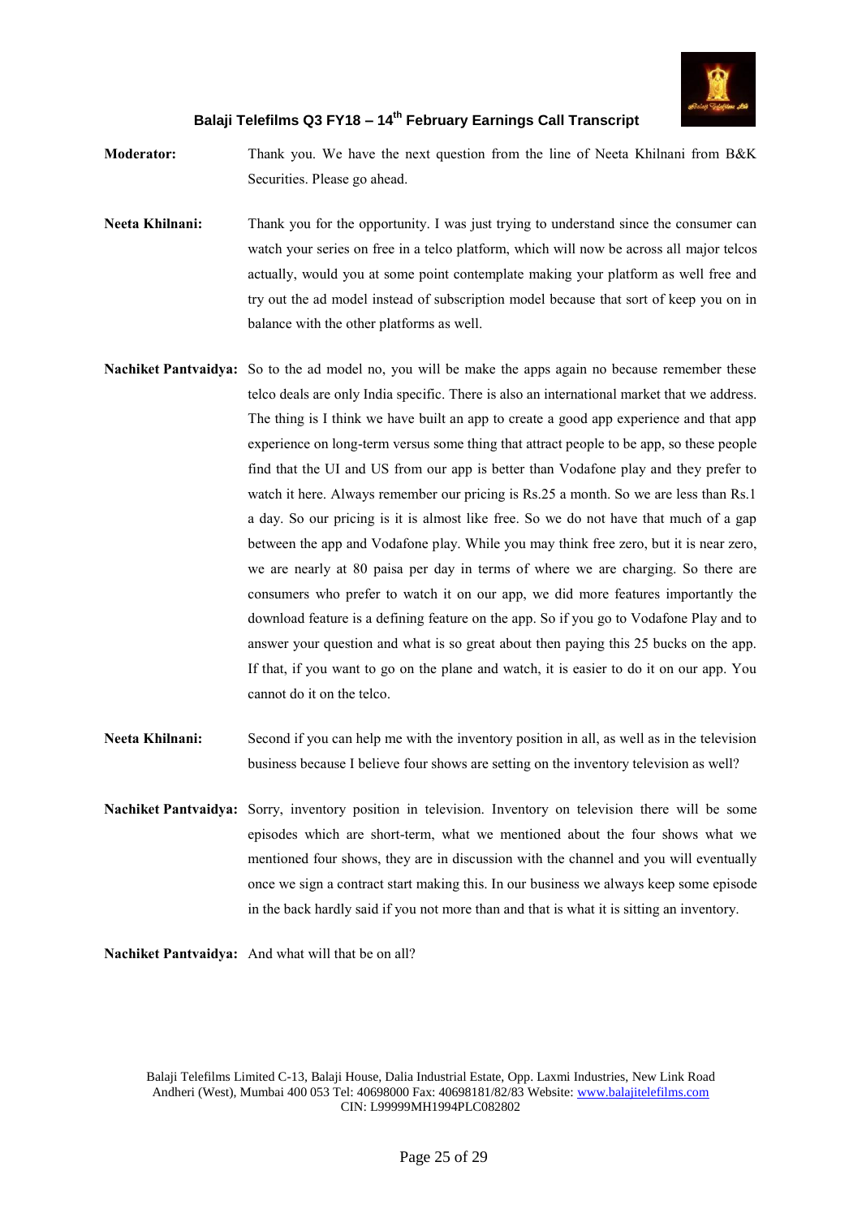**Moderator:** Thank you. We have the next question from the line of Neeta Khilnani from B&K Securities. Please go ahead.

**Neeta Khilnani:** Thank you for the opportunity. I was just trying to understand since the consumer can watch your series on free in a telco platform, which will now be across all major telcos actually, would you at some point contemplate making your platform as well free and try out the ad model instead of subscription model because that sort of keep you on in balance with the other platforms as well.

**Nachiket Pantvaidya:** So to the ad model no, you will be make the apps again no because remember these telco deals are only India specific. There is also an international market that we address. The thing is I think we have built an app to create a good app experience and that app experience on long-term versus some thing that attract people to be app, so these people find that the UI and US from our app is better than Vodafone play and they prefer to watch it here. Always remember our pricing is Rs.25 a month. So we are less than Rs.1 a day. So our pricing is it is almost like free. So we do not have that much of a gap between the app and Vodafone play. While you may think free zero, but it is near zero, we are nearly at 80 paisa per day in terms of where we are charging. So there are consumers who prefer to watch it on our app, we did more features importantly the download feature is a defining feature on the app. So if you go to Vodafone Play and to answer your question and what is so great about then paying this 25 bucks on the app. If that, if you want to go on the plane and watch, it is easier to do it on our app. You cannot do it on the telco.

**Neeta Khilnani:** Second if you can help me with the inventory position in all, as well as in the television business because I believe four shows are setting on the inventory television as well?

**Nachiket Pantvaidya:** Sorry, inventory position in television. Inventory on television there will be some episodes which are short-term, what we mentioned about the four shows what we mentioned four shows, they are in discussion with the channel and you will eventually once we sign a contract start making this. In our business we always keep some episode in the back hardly said if you not more than and that is what it is sitting an inventory.

**Nachiket Pantvaidya:** And what will that be on all?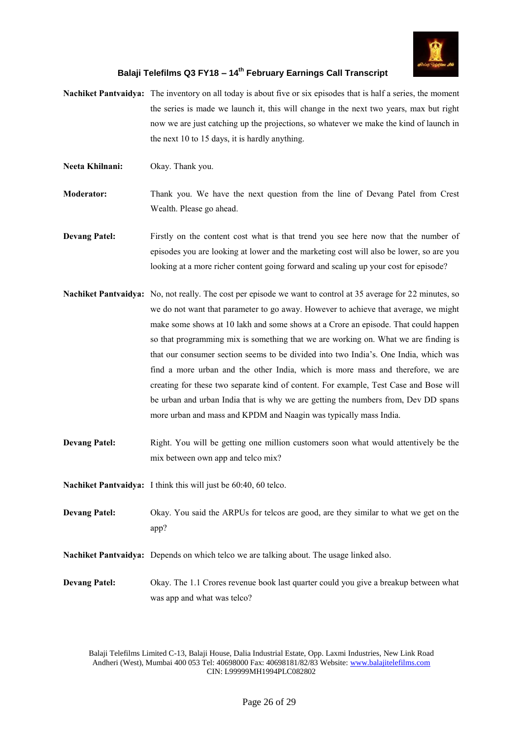**Nachiket Pantvaidya:** The inventory on all today is about five or six episodes that is half a series, the moment the series is made we launch it, this will change in the next two years, max but right now we are just catching up the projections, so whatever we make the kind of launch in the next 10 to 15 days, it is hardly anything.

**Neeta Khilnani:** Okay. Thank you.

**Moderator:** Thank you. We have the next question from the line of Devang Patel from Crest Wealth. Please go ahead.

**Devang Patel:** Firstly on the content cost what is that trend you see here now that the number of episodes you are looking at lower and the marketing cost will also be lower, so are you looking at a more richer content going forward and scaling up your cost for episode?

**Nachiket Pantvaidya:** No, not really. The cost per episode we want to control at 35 average for 22 minutes, so we do not want that parameter to go away. However to achieve that average, we might make some shows at 10 lakh and some shows at a Crore an episode. That could happen so that programming mix is something that we are working on. What we are finding is that our consumer section seems to be divided into two India's. One India, which was find a more urban and the other India, which is more mass and therefore, we are creating for these two separate kind of content. For example, Test Case and Bose will be urban and urban India that is why we are getting the numbers from, Dev DD spans more urban and mass and KPDM and Naagin was typically mass India.

**Devang Patel:** Right. You will be getting one million customers soon what would attentively be the mix between own app and telco mix?

**Nachiket Pantvaidya:** I think this will just be 60:40, 60 telco.

**Devang Patel:** Okay. You said the ARPUs for telcos are good, are they similar to what we get on the app?

**Nachiket Pantvaidya:** Depends on which telco we are talking about. The usage linked also.

**Devang Patel:** Okay. The 1.1 Crores revenue book last quarter could you give a breakup between what was app and what was telco?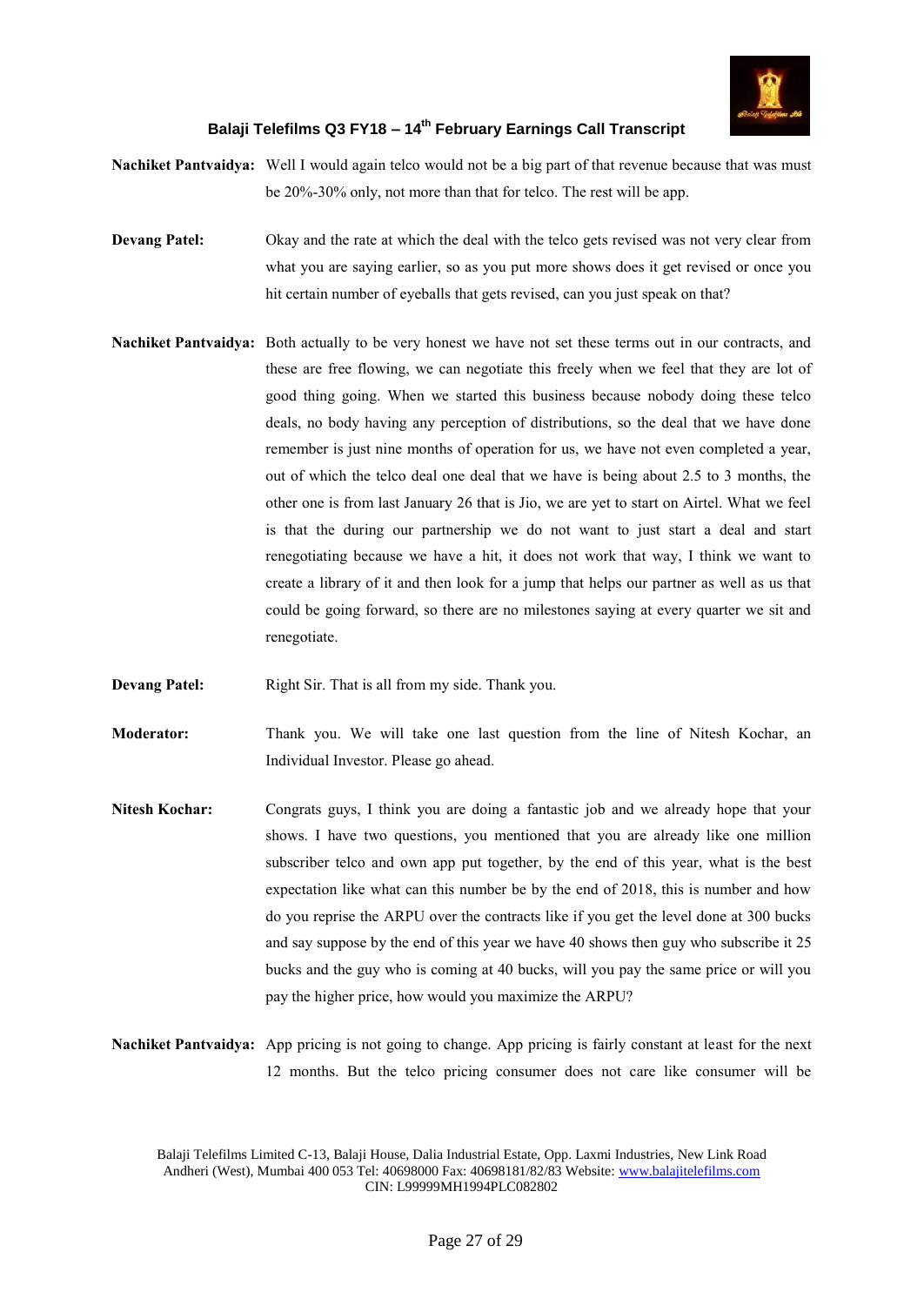**Nachiket Pantvaidya:** Well I would again telco would not be a big part of that revenue because that was must be 20%-30% only, not more than that for telco. The rest will be app.

**Devang Patel:** Okay and the rate at which the deal with the telco gets revised was not very clear from what you are saying earlier, so as you put more shows does it get revised or once you hit certain number of eyeballs that gets revised, can you just speak on that?

**Nachiket Pantvaidya:** Both actually to be very honest we have not set these terms out in our contracts, and these are free flowing, we can negotiate this freely when we feel that they are lot of good thing going. When we started this business because nobody doing these telco deals, no body having any perception of distributions, so the deal that we have done remember is just nine months of operation for us, we have not even completed a year, out of which the telco deal one deal that we have is being about 2.5 to 3 months, the other one is from last January 26 that is Jio, we are yet to start on Airtel. What we feel is that the during our partnership we do not want to just start a deal and start renegotiating because we have a hit, it does not work that way, I think we want to create a library of it and then look for a jump that helps our partner as well as us that could be going forward, so there are no milestones saying at every quarter we sit and renegotiate.

**Devang Patel:** Right Sir. That is all from my side. Thank you.

**Moderator:** Thank you. We will take one last question from the line of Nitesh Kochar, an Individual Investor. Please go ahead.

**Nitesh Kochar:** Congrats guys, I think you are doing a fantastic job and we already hope that your shows. I have two questions, you mentioned that you are already like one million subscriber telco and own app put together, by the end of this year, what is the best expectation like what can this number be by the end of 2018, this is number and how do you reprise the ARPU over the contracts like if you get the level done at 300 bucks and say suppose by the end of this year we have 40 shows then guy who subscribe it 25 bucks and the guy who is coming at 40 bucks, will you pay the same price or will you pay the higher price, how would you maximize the ARPU?

**Nachiket Pantvaidya:** App pricing is not going to change. App pricing is fairly constant at least for the next 12 months. But the telco pricing consumer does not care like consumer will be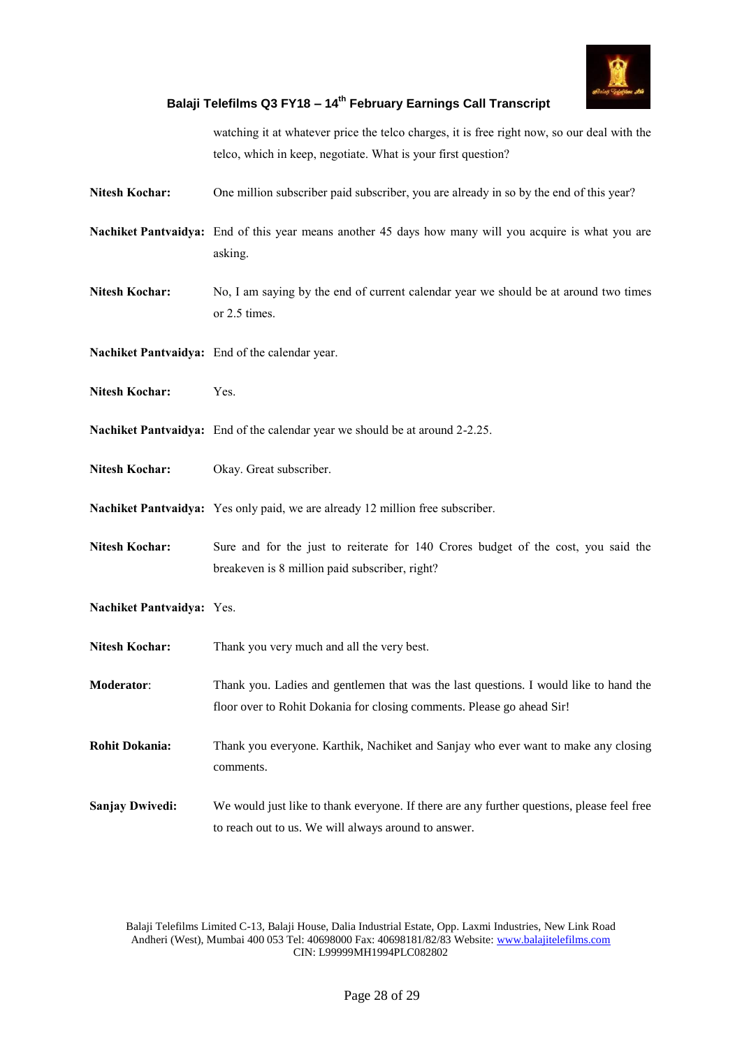watching it at whatever price the telco charges, it is free right now, so our deal with the telco, which in keep, negotiate. What is your first question?

**Nitesh Kochar:** One million subscriber paid subscriber, you are already in so by the end of this year?

**Nachiket Pantvaidya:** End of this year means another 45 days how many will you acquire is what you are asking.

**Nitesh Kochar:** No, I am saying by the end of current calendar year we should be at around two times or 2.5 times.

**Nachiket Pantvaidya:** End of the calendar year.

**Nitesh Kochar:** Yes.

**Nachiket Pantvaidya:** End of the calendar year we should be at around 2-2.25.

**Nitesh Kochar:** Okay. Great subscriber.

**Nachiket Pantvaidya:** Yes only paid, we are already 12 million free subscriber.

**Nitesh Kochar:** Sure and for the just to reiterate for 140 Crores budget of the cost, you said the breakeven is 8 million paid subscriber, right?

**Nachiket Pantvaidya:** Yes.

**Nitesh Kochar:** Thank you very much and all the very best.

**Moderator**: Thank you. Ladies and gentlemen that was the last questions. I would like to hand the floor over to Rohit Dokania for closing comments. Please go ahead Sir!

**Rohit Dokania:** Thank you everyone. Karthik, Nachiket and Sanjay who ever want to make any closing comments.

**Sanjay Dwivedi:** We would just like to thank everyone. If there are any further questions, please feel free to reach out to us. We will always around to answer.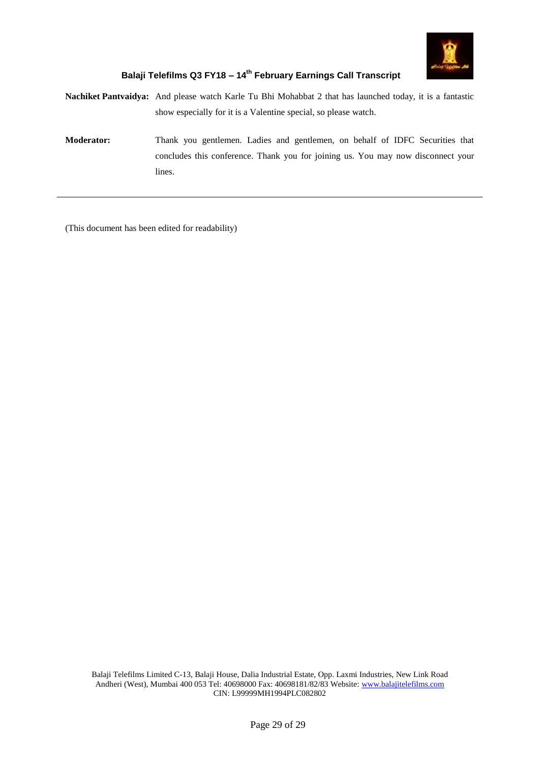**Nachiket Pantvaidya:** And please watch Karle Tu Bhi Mohabbat 2 that has launched today, it is a fantastic show especially for it is a Valentine special, so please watch.

**Moderator:** Thank you gentlemen. Ladies and gentlemen, on behalf of IDFC Securities that concludes this conference. Thank you for joining us. You may now disconnect your lines.

---

(This document has been edited for readability)